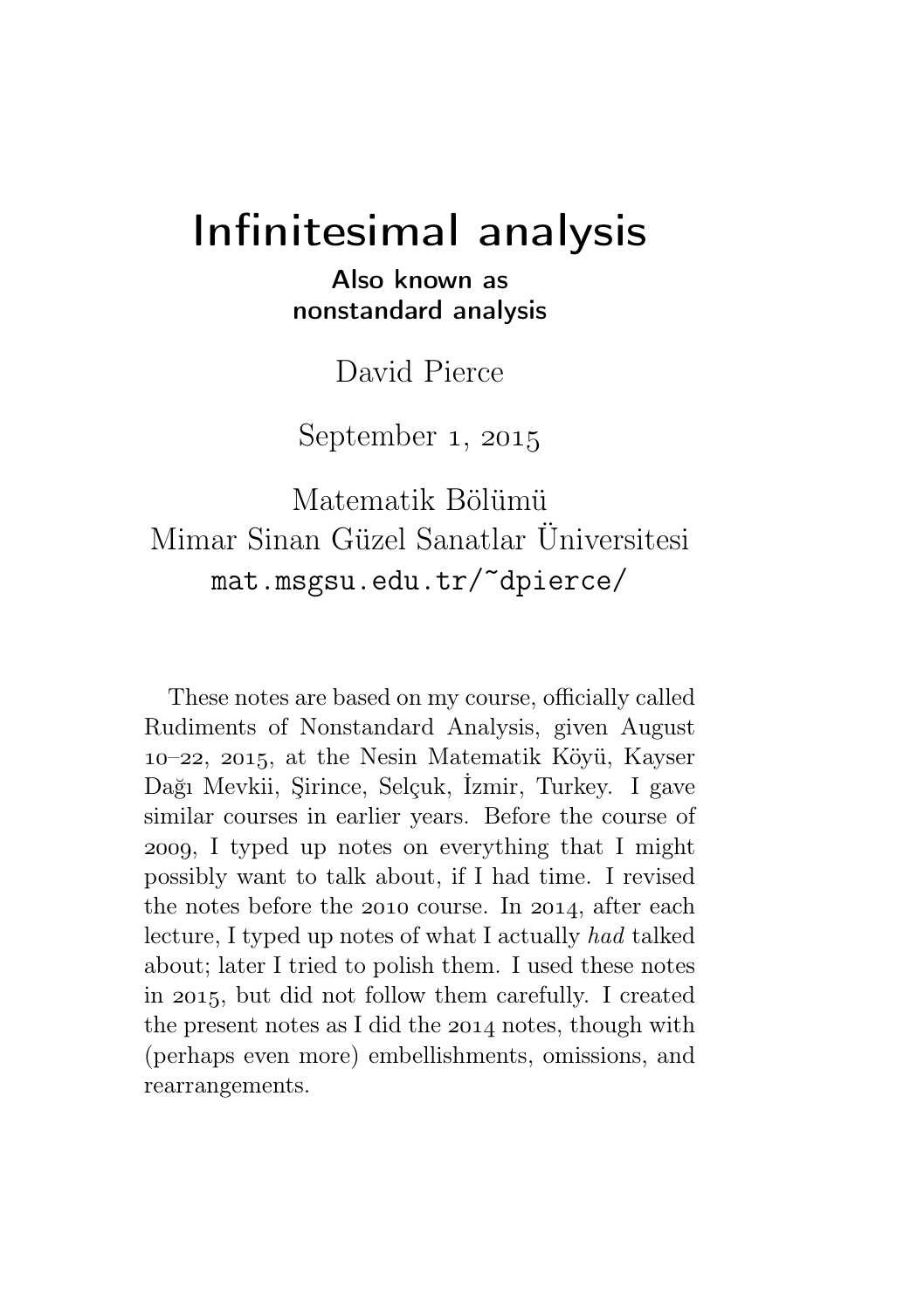# Infinitesimal analysis

**Also known as nonstandard analysis**

David Pierce

September 1, 2015

Matematik Bölümü
Mimar Sinan Güzel Sanatlar Üniversitesi
`mat.msgsu.edu.tr/~dpierce/`

These notes are based on my course, officially called Rudiments of Nonstandard Analysis, given August 10–22, 2015, at the Nesin Matematik Köyü, Kayser Dağı Mevkii, Şirince, Selçuk, İzmir, Turkey. I gave similar courses in earlier years. Before the course of 2009, I typed up notes on everything that I might possibly want to talk about, if I had time. I revised the notes before the 2010 course. In 2014, after each lecture, I typed up notes of what I actually *had* talked about; later I tried to polish them. I used these notes in 2015, but did not follow them carefully. I created the present notes as I did the 2014 notes, though with (perhaps even more) embellishments, omissions, and rearrangements.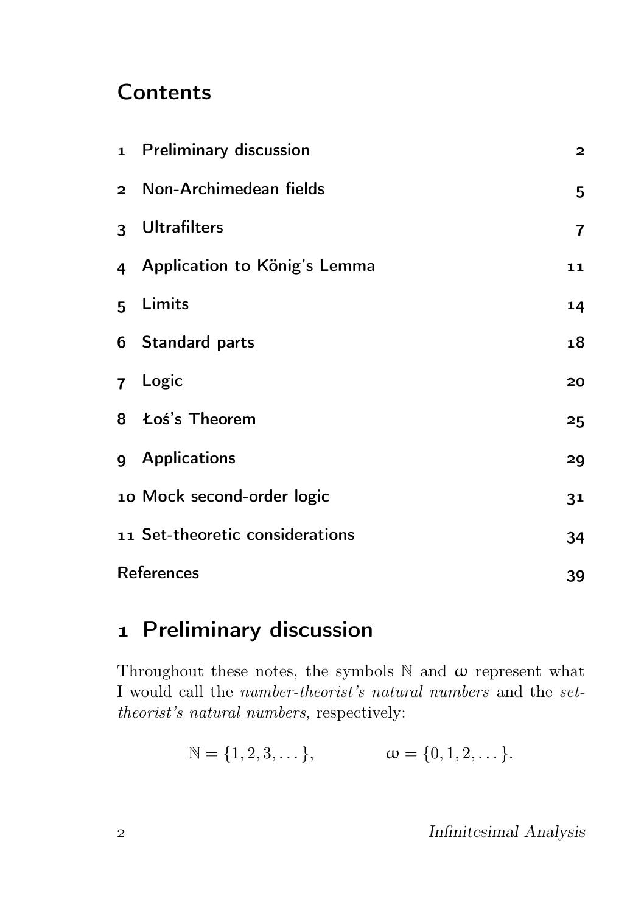# Contents

| | | |
|---|---|---|
| 1 | Preliminary discussion | 2 |
| 2 | Non-Archimedean fields | 5 |
| 3 | Ultrafilters | 7 |
| 4 | Application to König's Lemma | 11 |
| 5 | Limits | 14 |
| 6 | Standard parts | 18 |
| 7 | Logic | 20 |
| 8 | Łoś's Theorem | 25 |
| 9 | Applications | 29 |
| 10 | Mock second-order logic | 31 |
| 11 | Set-theoretic considerations | 34 |
| | References | 39 |

## 1 Preliminary discussion

Throughout these notes, the symbols $\mathbb{N}$ and $\omega$ represent what I would call the *number-theorist's natural numbers* and the *set-theorist's natural numbers,* respectively:

$$\mathbb{N} = \{1, 2, 3, \dots\}, \qquad \omega = \{0, 1, 2, \dots\}.$$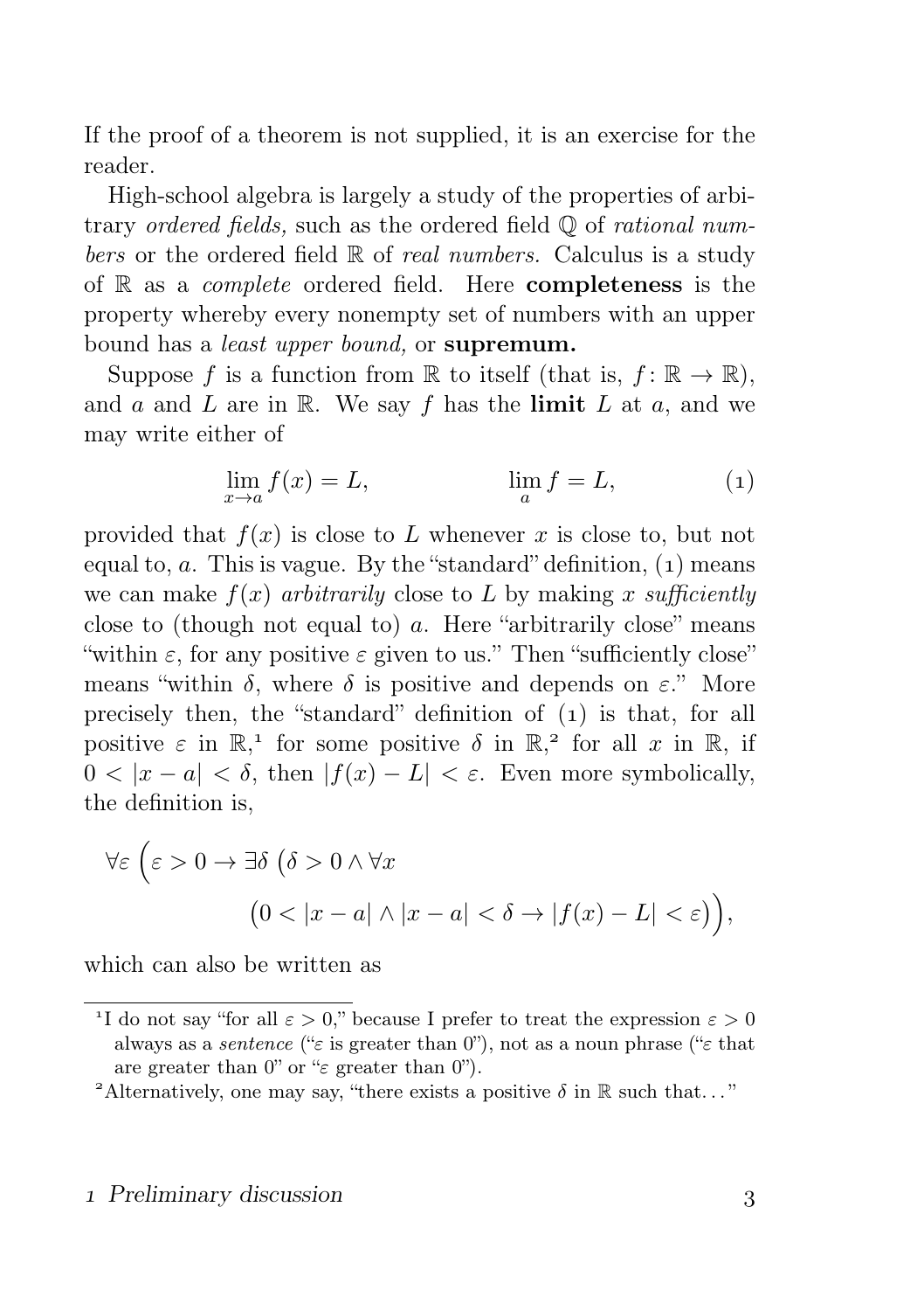If the proof of a theorem is not supplied, it is an exercise for the reader.

High-school algebra is largely a study of the properties of arbitrary *ordered fields,* such as the ordered field $\mathbb{Q}$ of *rational numbers* or the ordered field $\mathbb{R}$ of *real numbers.* Calculus is a study of $\mathbb{R}$ as a *complete* ordered field. Here **completeness** is the property whereby every nonempty set of numbers with an upper bound has a *least upper bound,* or **supremum.**

Suppose $f$ is a function from $\mathbb{R}$ to itself (that is, $f\colon \mathbb{R} \to \mathbb{R}$), and $a$ and $L$ are in $\mathbb{R}$. We say $f$ has the **limit** $L$ at $a$, and we may write either of

$$\lim_{x\to a} f(x) = L, \qquad\qquad \lim_{a} f = L, \tag{1}$$

provided that $f(x)$ is close to $L$ whenever $x$ is close to, but not equal to, $a$. This is vague. By the "standard" definition, (1) means we can make $f(x)$ *arbitrarily* close to $L$ by making $x$ *sufficiently* close to (though not equal to) $a$. Here "arbitrarily close" means "within $\varepsilon$, for any positive $\varepsilon$ given to us." Then "sufficiently close" means "within $\delta$, where $\delta$ is positive and depends on $\varepsilon$." More precisely then, the "standard" definition of (1) is that, for all positive $\varepsilon$ in $\mathbb{R}$,[1] for some positive $\delta$ in $\mathbb{R}$,[2] for all $x$ in $\mathbb{R}$, if $0 < |x - a| < \delta$, then $|f(x) - L| < \varepsilon$. Even more symbolically, the definition is,

$$\forall\varepsilon\,\Big(\varepsilon > 0 \to \exists\delta\,\big(\delta > 0 \land \forall x \\ \big(0 < |x-a| \land |x-a| < \delta \to |f(x) - L| < \varepsilon\big)\Big),$$

which can also be written as

---

[1] I do not say "for all $\varepsilon > 0$," because I prefer to treat the expression $\varepsilon > 0$ always as a *sentence* ("$\varepsilon$ is greater than 0"), not as a noun phrase ("$\varepsilon$ that are greater than 0" or "$\varepsilon$ greater than 0").

[2] Alternatively, one may say, "there exists a positive $\delta$ in $\mathbb{R}$ such that..."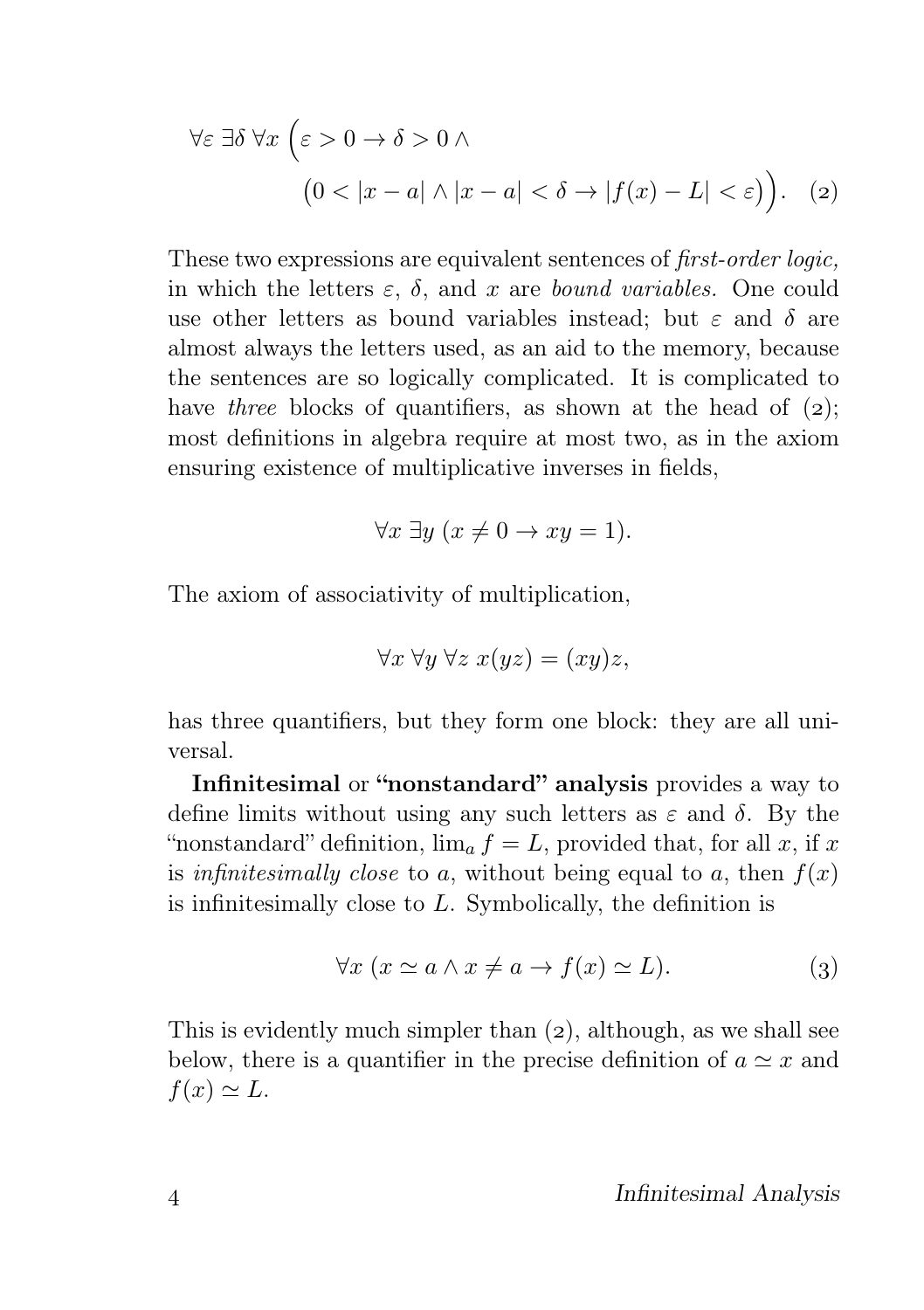$$\forall\varepsilon\ \exists\delta\ \forall x\ \Big(\varepsilon > 0 \to \delta > 0 \land \\ \big(0 < |x-a| \land |x-a| < \delta \to |f(x) - L| < \varepsilon\big)\Big). \quad (2)$$

These two expressions are equivalent sentences of *first-order logic,* in which the letters $\varepsilon$, $\delta$, and $x$ are *bound variables.* One could use other letters as bound variables instead; but $\varepsilon$ and $\delta$ are almost always the letters used, as an aid to the memory, because the sentences are so logically complicated. It is complicated to have *three* blocks of quantifiers, as shown at the head of (2); most definitions in algebra require at most two, as in the axiom ensuring existence of multiplicative inverses in fields,

$$\forall x\ \exists y\ (x \neq 0 \to xy = 1).$$

The axiom of associativity of multiplication,

$$\forall x\ \forall y\ \forall z\ x(yz) = (xy)z,$$

has three quantifiers, but they form one block: they are all universal.

**Infinitesimal** or **"nonstandard" analysis** provides a way to define limits without using any such letters as $\varepsilon$ and $\delta$. By the "nonstandard" definition, $\lim_a f = L$, provided that, for all $x$, if $x$ is *infinitesimally close* to $a$, without being equal to $a$, then $f(x)$ is infinitesimally close to $L$. Symbolically, the definition is

$$\forall x\ (x \simeq a \land x \neq a \to f(x) \simeq L). \quad (3)$$

This is evidently much simpler than (2), although, as we shall see below, there is a quantifier in the precise definition of $a \simeq x$ and $f(x) \simeq L$.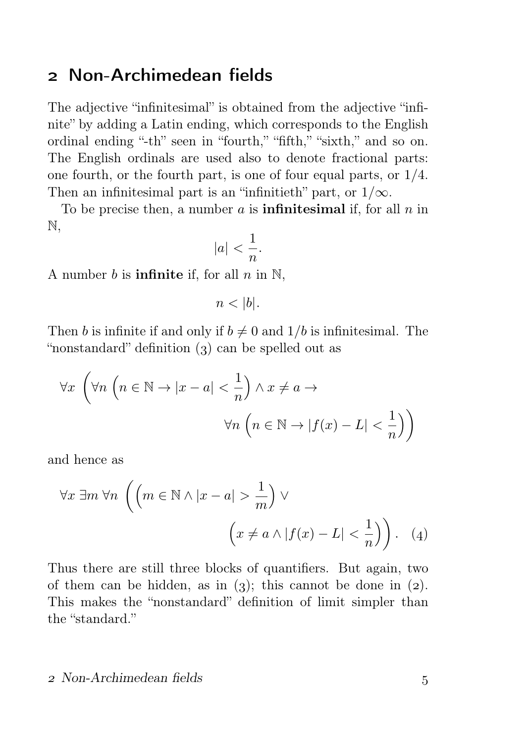## 2 Non-Archimedean fields

The adjective "infinitesimal" is obtained from the adjective "infinite" by adding a Latin ending, which corresponds to the English ordinal ending "-th" seen in "fourth," "fifth," "sixth," and so on. The English ordinals are used also to denote fractional parts: one fourth, or the fourth part, is one of four equal parts, or $1/4$. Then an infinitesimal part is an "infinitieth" part, or $1/\infty$.

To be precise then, a number $a$ is **infinitesimal** if, for all $n$ in $\mathbb{N}$,

$$|a| < \frac{1}{n}.$$

A number $b$ is **infinite** if, for all $n$ in $\mathbb{N}$,

$$n < |b|.$$

Then $b$ is infinite if and only if $b \neq 0$ and $1/b$ is infinitesimal. The "nonstandard" definition (3) can be spelled out as

$$\forall x \left( \forall n \left( n \in \mathbb{N} \to |x - a| < \frac{1}{n} \right) \land x \neq a \to \forall n \left( n \in \mathbb{N} \to |f(x) - L| < \frac{1}{n} \right) \right)$$

and hence as

$$\forall x \, \exists m \, \forall n \, \left( \left( m \in \mathbb{N} \land |x - a| > \frac{1}{m} \right) \lor \left( x \neq a \land |f(x) - L| < \frac{1}{n} \right) \right). \quad (4)$$

Thus there are still three blocks of quantifiers. But again, two of them can be hidden, as in (3); this cannot be done in (2). This makes the "nonstandard" definition of limit simpler than the "standard."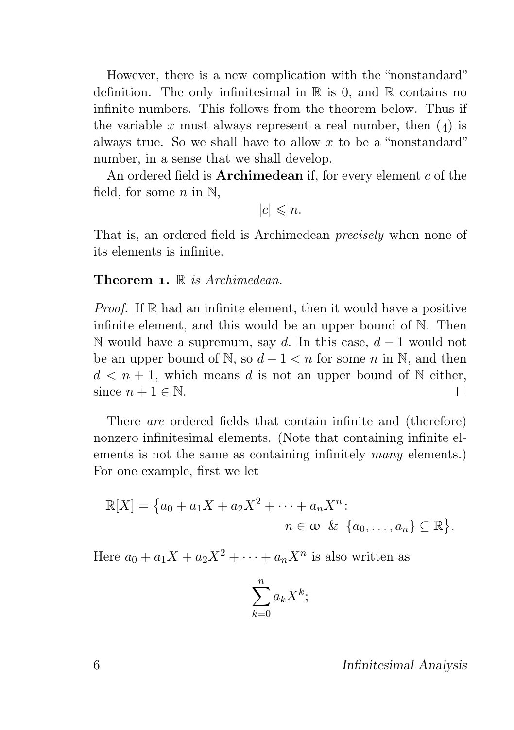However, there is a new complication with the "nonstandard" definition. The only infinitesimal in $\mathbb{R}$ is 0, and $\mathbb{R}$ contains no infinite numbers. This follows from the theorem below. Thus if the variable $x$ must always represent a real number, then (4) is always true. So we shall have to allow $x$ to be a "nonstandard" number, in a sense that we shall develop.

An ordered field is **Archimedean** if, for every element $c$ of the field, for some $n$ in $\mathbb{N}$,

$$|c| \leqslant n.$$

That is, an ordered field is Archimedean *precisely* when none of its elements is infinite.

**Theorem 1.** *$\mathbb{R}$ is Archimedean.*

*Proof.* If $\mathbb{R}$ had an infinite element, then it would have a positive infinite element, and this would be an upper bound of $\mathbb{N}$. Then $\mathbb{N}$ would have a supremum, say $d$. In this case, $d - 1$ would not be an upper bound of $\mathbb{N}$, so $d - 1 < n$ for some $n$ in $\mathbb{N}$, and then $d < n + 1$, which means $d$ is not an upper bound of $\mathbb{N}$ either, since $n + 1 \in \mathbb{N}$. □

There *are* ordered fields that contain infinite and (therefore) nonzero infinitesimal elements. (Note that containing infinite elements is not the same as containing infinitely *many* elements.) For one example, first we let

$$\mathbb{R}[X] = \big\{a_0 + a_1X + a_2X^2 + \cdots + a_nX^n\colon \\ n \in \omega \;\;\&\;\; \{a_0, \dots, a_n\} \subseteq \mathbb{R}\big\}.$$

Here $a_0 + a_1X + a_2X^2 + \cdots + a_nX^n$ is also written as

$$\sum_{k=0}^{n} a_k X^k;$$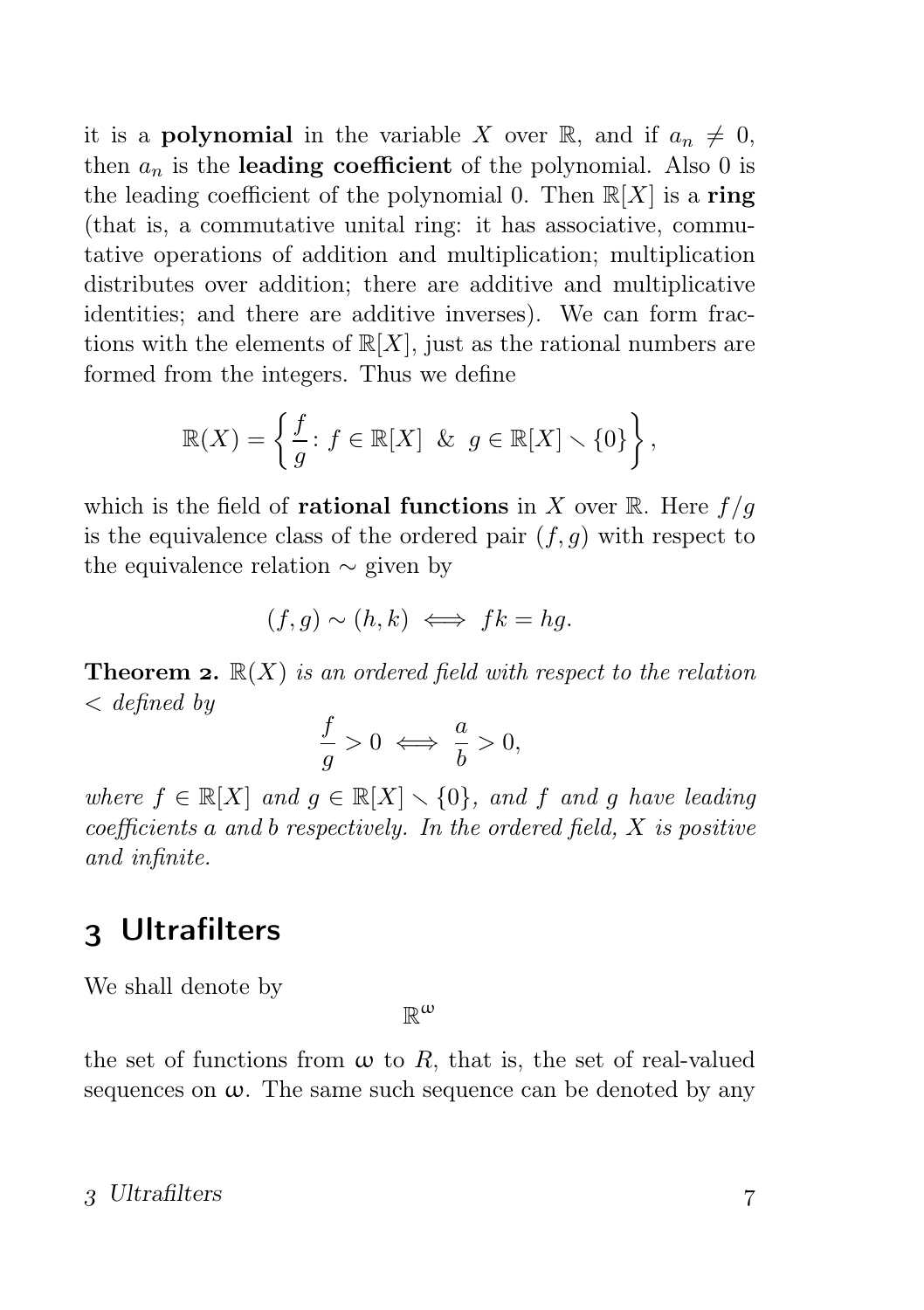it is a **polynomial** in the variable $X$ over $\mathbb{R}$, and if $a_n \neq 0$, then $a_n$ is the **leading coefficient** of the polynomial. Also 0 is the leading coefficient of the polynomial 0. Then $\mathbb{R}[X]$ is a **ring** (that is, a commutative unital ring: it has associative, commutative operations of addition and multiplication; multiplication distributes over addition; there are additive and multiplicative identities; and there are additive inverses). We can form fractions with the elements of $\mathbb{R}[X]$, just as the rational numbers are formed from the integers. Thus we define

$$\mathbb{R}(X) = \left\{ \frac{f}{g} \colon f \in \mathbb{R}[X] \ \& \ g \in \mathbb{R}[X] \smallsetminus \{0\} \right\},$$

which is the field of **rational functions** in $X$ over $\mathbb{R}$. Here $f/g$ is the equivalence class of the ordered pair $(f, g)$ with respect to the equivalence relation $\sim$ given by

$$(f, g) \sim (h, k) \iff fk = hg.$$

**Theorem 2.** *$\mathbb{R}(X)$ is an ordered field with respect to the relation $<$ defined by*

$$\frac{f}{g} > 0 \iff \frac{a}{b} > 0,$$

*where $f \in \mathbb{R}[X]$ and $g \in \mathbb{R}[X] \smallsetminus \{0\}$, and $f$ and $g$ have leading coefficients $a$ and $b$ respectively. In the ordered field, $X$ is positive and infinite.*

## 3 Ultrafilters

We shall denote by

$$\mathbb{R}^{\omega}$$

the set of functions from $\omega$ to $R$, that is, the set of real-valued sequences on $\omega$. The same such sequence can be denoted by any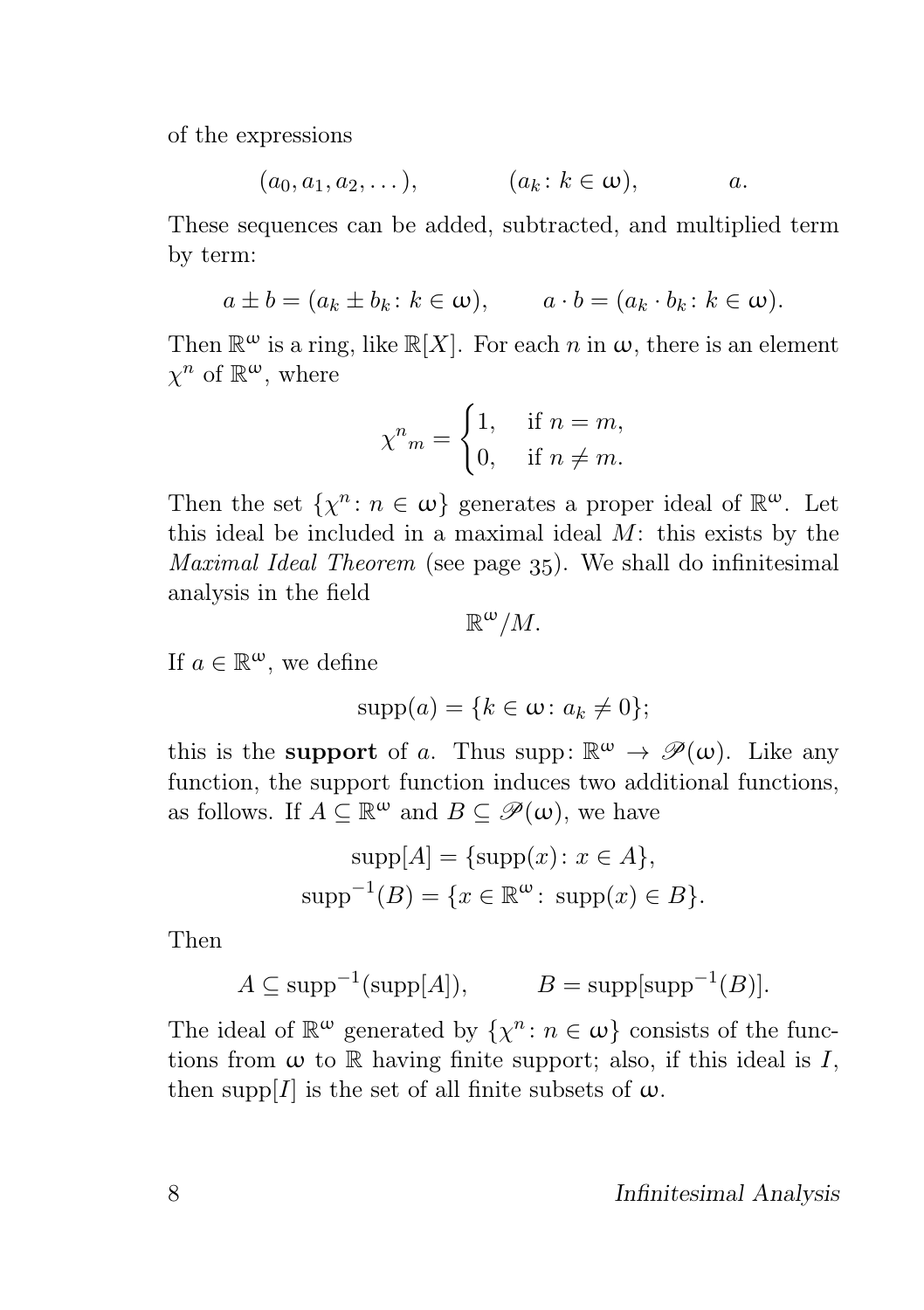of the expressions

$$(a_0, a_1, a_2, \dots), \qquad (a_k \colon k \in \omega), \qquad a.$$

These sequences can be added, subtracted, and multiplied term by term:

$$a \pm b = (a_k \pm b_k \colon k \in \omega), \qquad a \cdot b = (a_k \cdot b_k \colon k \in \omega).$$

Then $\mathbb{R}^\omega$ is a ring, like $\mathbb{R}[X]$. For each $n$ in $\omega$, there is an element $\chi^n$ of $\mathbb{R}^\omega$, where

$$\chi^n{}_m = \begin{cases} 1, & \text{if } n = m, \\ 0, & \text{if } n \neq m. \end{cases}$$

Then the set $\{\chi^n \colon n \in \omega\}$ generates a proper ideal of $\mathbb{R}^\omega$. Let this ideal be included in a maximal ideal $M$: this exists by the *Maximal Ideal Theorem* (see page 35). We shall do infinitesimal analysis in the field

$$\mathbb{R}^\omega / M.$$

If $a \in \mathbb{R}^\omega$, we define

$$\operatorname{supp}(a) = \{k \in \omega \colon a_k \neq 0\};$$

this is the **support** of $a$. Thus $\operatorname{supp} \colon \mathbb{R}^\omega \to \mathscr{P}(\omega)$. Like any function, the support function induces two additional functions, as follows. If $A \subseteq \mathbb{R}^\omega$ and $B \subseteq \mathscr{P}(\omega)$, we have

$$\operatorname{supp}[A] = \{\operatorname{supp}(x) \colon x \in A\},$$
$$\operatorname{supp}^{-1}(B) = \{x \in \mathbb{R}^\omega \colon \operatorname{supp}(x) \in B\}.$$

Then

$$A \subseteq \operatorname{supp}^{-1}(\operatorname{supp}[A]), \qquad B = \operatorname{supp}[\operatorname{supp}^{-1}(B)].$$

The ideal of $\mathbb{R}^\omega$ generated by $\{\chi^n \colon n \in \omega\}$ consists of the functions from $\omega$ to $\mathbb{R}$ having finite support; also, if this ideal is $I$, then $\operatorname{supp}[I]$ is the set of all finite subsets of $\omega$.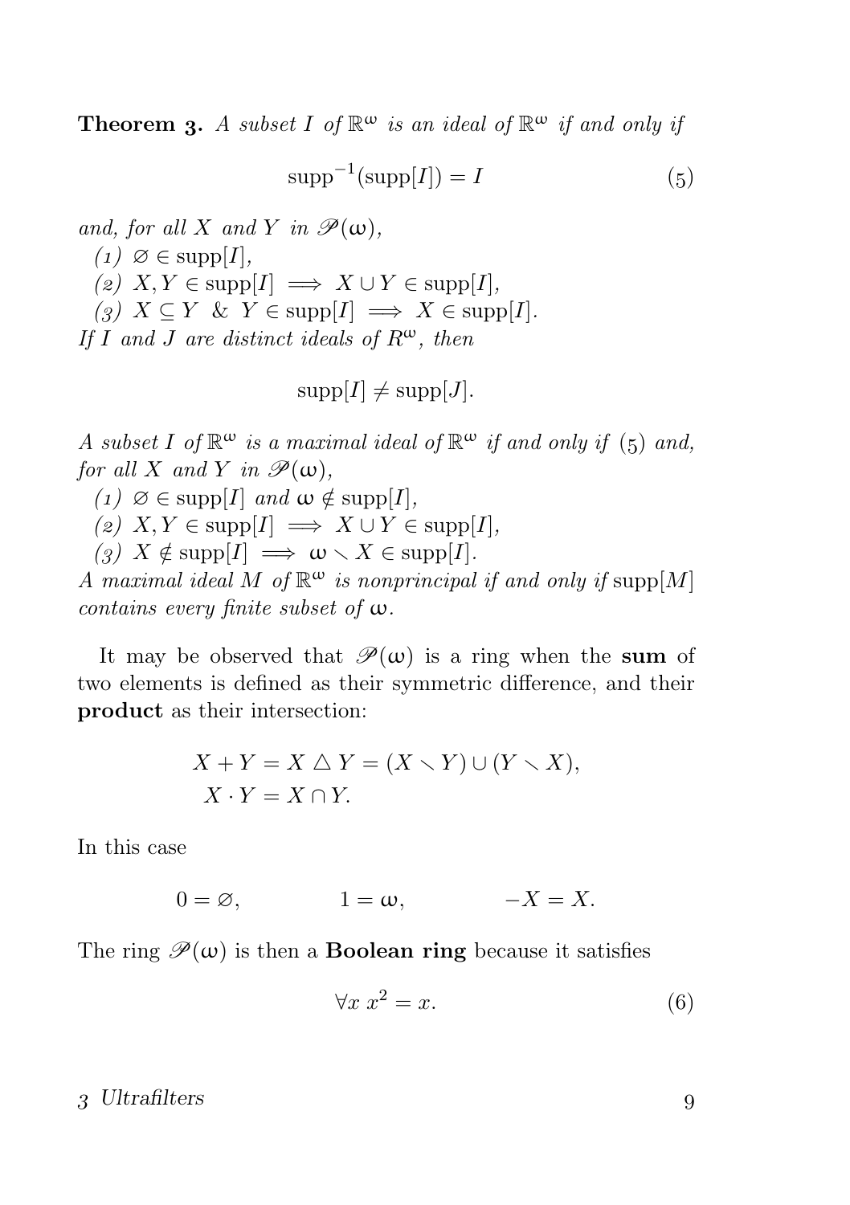**Theorem 3.** *A subset $I$ of $\mathbb{R}^\omega$ is an ideal of $\mathbb{R}^\omega$ if and only if*

$$\operatorname{supp}^{-1}(\operatorname{supp}[I]) = I \tag{5}$$

*and, for all $X$ and $Y$ in $\mathscr{P}(\omega)$,*

*(1)* $\varnothing \in \operatorname{supp}[I]$,
*(2)* $X, Y \in \operatorname{supp}[I] \implies X \cup Y \in \operatorname{supp}[I]$,
*(3)* $X \subseteq Y$ & $Y \in \operatorname{supp}[I] \implies X \in \operatorname{supp}[I]$.

*If $I$ and $J$ are distinct ideals of $R^\omega$, then*

$$\operatorname{supp}[I] \neq \operatorname{supp}[J].$$

*A subset $I$ of $\mathbb{R}^\omega$ is a maximal ideal of $\mathbb{R}^\omega$ if and only if* (5) *and, for all $X$ and $Y$ in $\mathscr{P}(\omega)$,*

*(1)* $\varnothing \in \operatorname{supp}[I]$ *and* $\omega \notin \operatorname{supp}[I]$,
*(2)* $X, Y \in \operatorname{supp}[I] \implies X \cup Y \in \operatorname{supp}[I]$,
*(3)* $X \notin \operatorname{supp}[I] \implies \omega \smallsetminus X \in \operatorname{supp}[I]$.

*A maximal ideal $M$ of $\mathbb{R}^\omega$ is nonprincipal if and only if* $\operatorname{supp}[M]$ *contains every finite subset of $\omega$.*

It may be observed that $\mathscr{P}(\omega)$ is a ring when the **sum** of two elements is defined as their symmetric difference, and their **product** as their intersection:

$$\begin{aligned}
X + Y &= X \mathbin{\triangle} Y = (X \smallsetminus Y) \cup (Y \smallsetminus X),\\
X \cdot Y &= X \cap Y.
\end{aligned}$$

In this case

$$0 = \varnothing, \qquad\qquad 1 = \omega, \qquad\qquad -X = X.$$

The ring $\mathscr{P}(\omega)$ is then a **Boolean ring** because it satisfies

$$\forall x\; x^2 = x. \tag{6}$$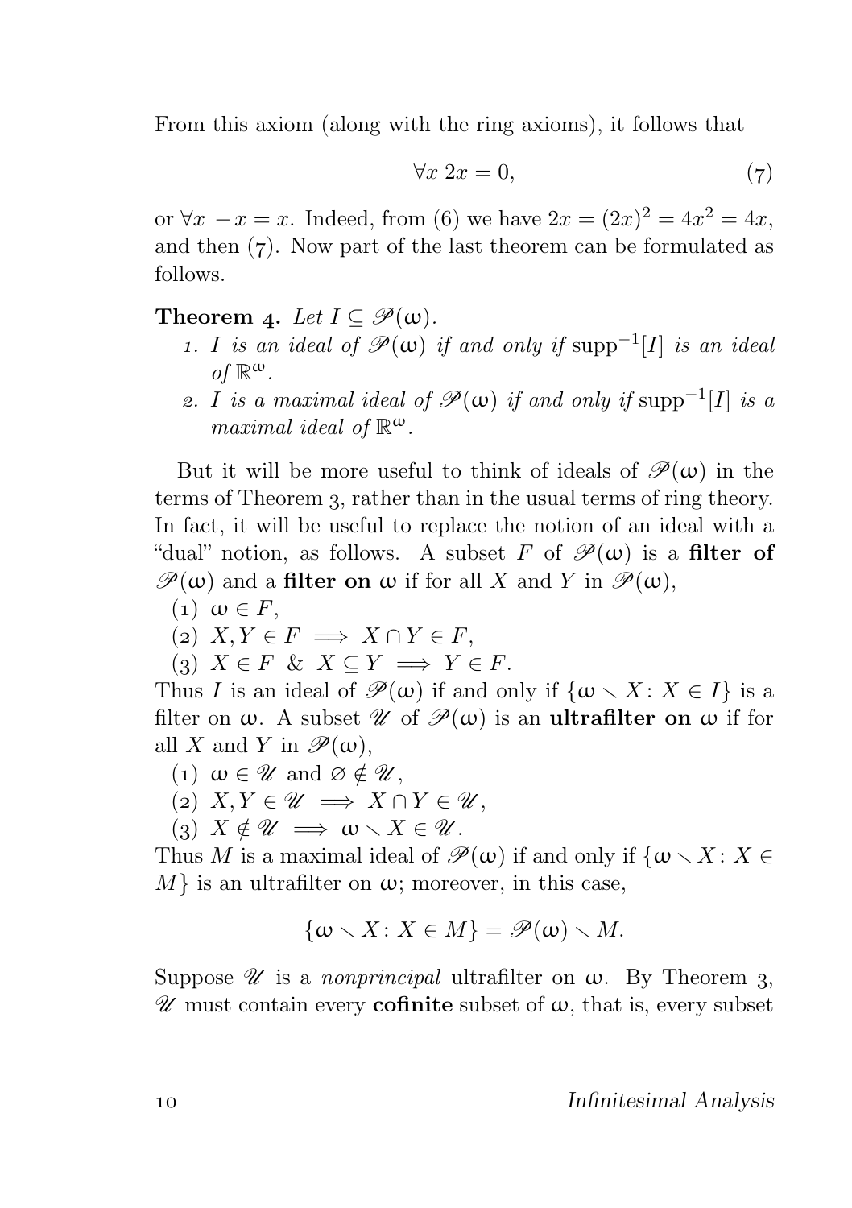From this axiom (along with the ring axioms), it follows that

$$\forall x \; 2x = 0, \tag{7}$$

or $\forall x \; -x = x$. Indeed, from (6) we have $2x = (2x)^2 = 4x^2 = 4x$, and then (7). Now part of the last theorem can be formulated as follows.

**Theorem 4.** *Let $I \subseteq \mathscr{P}(\omega)$.*

1. *$I$ is an ideal of $\mathscr{P}(\omega)$ if and only if $\operatorname{supp}^{-1}[I]$ is an ideal of $\mathbb{R}^\omega$.*
2. *$I$ is a maximal ideal of $\mathscr{P}(\omega)$ if and only if $\operatorname{supp}^{-1}[I]$ is a maximal ideal of $\mathbb{R}^\omega$.*

But it will be more useful to think of ideals of $\mathscr{P}(\omega)$ in the terms of Theorem 3, rather than in the usual terms of ring theory. In fact, it will be useful to replace the notion of an ideal with a "dual" notion, as follows. A subset $F$ of $\mathscr{P}(\omega)$ is a **filter of** $\mathscr{P}(\omega)$ and a **filter on** $\omega$ if for all $X$ and $Y$ in $\mathscr{P}(\omega)$,

(1) $\omega \in F$,
(2) $X, Y \in F \implies X \cap Y \in F$,
(3) $X \in F \;\&\; X \subseteq Y \implies Y \in F$.

Thus $I$ is an ideal of $\mathscr{P}(\omega)$ if and only if $\{\omega \smallsetminus X \colon X \in I\}$ is a filter on $\omega$. A subset $\mathscr{U}$ of $\mathscr{P}(\omega)$ is an **ultrafilter on** $\omega$ if for all $X$ and $Y$ in $\mathscr{P}(\omega)$,

(1) $\omega \in \mathscr{U}$ and $\varnothing \notin \mathscr{U}$,
(2) $X, Y \in \mathscr{U} \implies X \cap Y \in \mathscr{U}$,
(3) $X \notin \mathscr{U} \implies \omega \smallsetminus X \in \mathscr{U}$.

Thus $M$ is a maximal ideal of $\mathscr{P}(\omega)$ if and only if $\{\omega \smallsetminus X \colon X \in M\}$ is an ultrafilter on $\omega$; moreover, in this case,

$$\{\omega \smallsetminus X \colon X \in M\} = \mathscr{P}(\omega) \smallsetminus M.$$

Suppose $\mathscr{U}$ is a *nonprincipal* ultrafilter on $\omega$. By Theorem 3, $\mathscr{U}$ must contain every **cofinite** subset of $\omega$, that is, every subset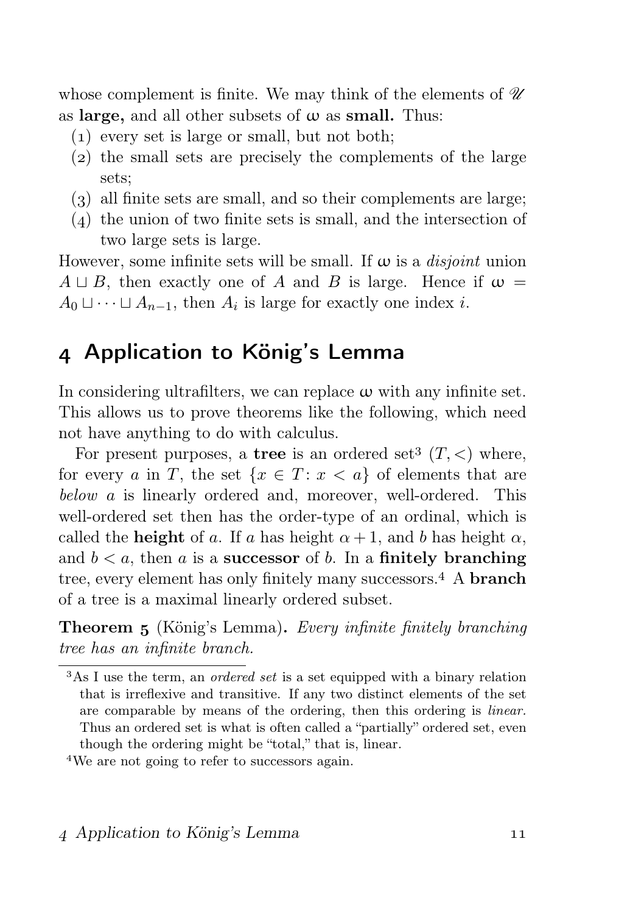whose complement is finite. We may think of the elements of $\mathscr{U}$ as **large,** and all other subsets of $\omega$ as **small.** Thus:

1. every set is large or small, but not both;
2. the small sets are precisely the complements of the large sets;
3. all finite sets are small, and so their complements are large;
4. the union of two finite sets is small, and the intersection of two large sets is large.

However, some infinite sets will be small. If $\omega$ is a *disjoint* union $A \sqcup B$, then exactly one of $A$ and $B$ is large. Hence if $\omega = A_0 \sqcup \cdots \sqcup A_{n-1}$, then $A_i$ is large for exactly one index $i$.

## 4 Application to König's Lemma

In considering ultrafilters, we can replace $\omega$ with any infinite set. This allows us to prove theorems like the following, which need not have anything to do with calculus.

For present purposes, a **tree** is an ordered set[3] $(T, <)$ where, for every $a$ in $T$, the set $\{x \in T : x < a\}$ of elements that are *below* $a$ is linearly ordered and, moreover, well-ordered. This well-ordered set then has the order-type of an ordinal, which is called the **height** of $a$. If $a$ has height $\alpha + 1$, and $b$ has height $\alpha$, and $b < a$, then $a$ is a **successor** of $b$. In a **finitely branching** tree, every element has only finitely many successors.[4] A **branch** of a tree is a maximal linearly ordered subset.

**Theorem 5** (König's Lemma)**.** *Every infinite finitely branching tree has an infinite branch.*

[3] As I use the term, an *ordered set* is a set equipped with a binary relation that is irreflexive and transitive. If any two distinct elements of the set are comparable by means of the ordering, then this ordering is *linear.* Thus an ordered set is what is often called a "partially" ordered set, even though the ordering might be "total," that is, linear.

[4] We are not going to refer to successors again.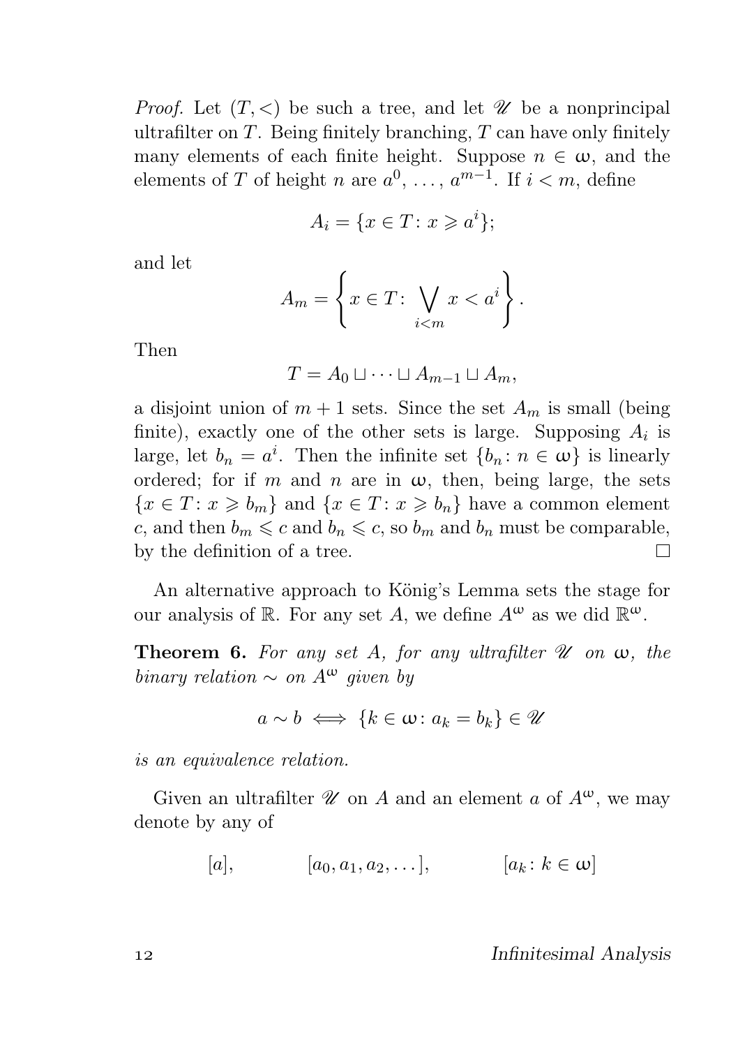*Proof.* Let $(T, <)$ be such a tree, and let $\mathscr{U}$ be a nonprincipal ultrafilter on $T$. Being finitely branching, $T$ can have only finitely many elements of each finite height. Suppose $n \in \omega$, and the elements of $T$ of height $n$ are $a^0, \dots, a^{m-1}$. If $i < m$, define

$$A_i = \{x \in T \colon x \geqslant a^i\};$$

and let

$$A_m = \left\{ x \in T \colon \bigvee_{i<m} x < a^i \right\}.$$

Then

$$T = A_0 \sqcup \dots \sqcup A_{m-1} \sqcup A_m,$$

a disjoint union of $m+1$ sets. Since the set $A_m$ is small (being finite), exactly one of the other sets is large. Supposing $A_i$ is large, let $b_n = a^i$. Then the infinite set $\{b_n \colon n \in \omega\}$ is linearly ordered; for if $m$ and $n$ are in $\omega$, then, being large, the sets $\{x \in T \colon x \geqslant b_m\}$ and $\{x \in T \colon x \geqslant b_n\}$ have a common element $c$, and then $b_m \leqslant c$ and $b_n \leqslant c$, so $b_m$ and $b_n$ must be comparable, by the definition of a tree. □

An alternative approach to König's Lemma sets the stage for our analysis of $\mathbb{R}$. For any set $A$, we define $A^\omega$ as we did $\mathbb{R}^\omega$.

**Theorem 6.** *For any set A, for any ultrafilter $\mathscr{U}$ on $\omega$, the binary relation $\sim$ on $A^\omega$ given by*

$$a \sim b \iff \{k \in \omega \colon a_k = b_k\} \in \mathscr{U}$$

*is an equivalence relation.*

Given an ultrafilter $\mathscr{U}$ on $A$ and an element $a$ of $A^\omega$, we may denote by any of

$$[a], \qquad [a_0, a_1, a_2, \dots], \qquad [a_k \colon k \in \omega]$$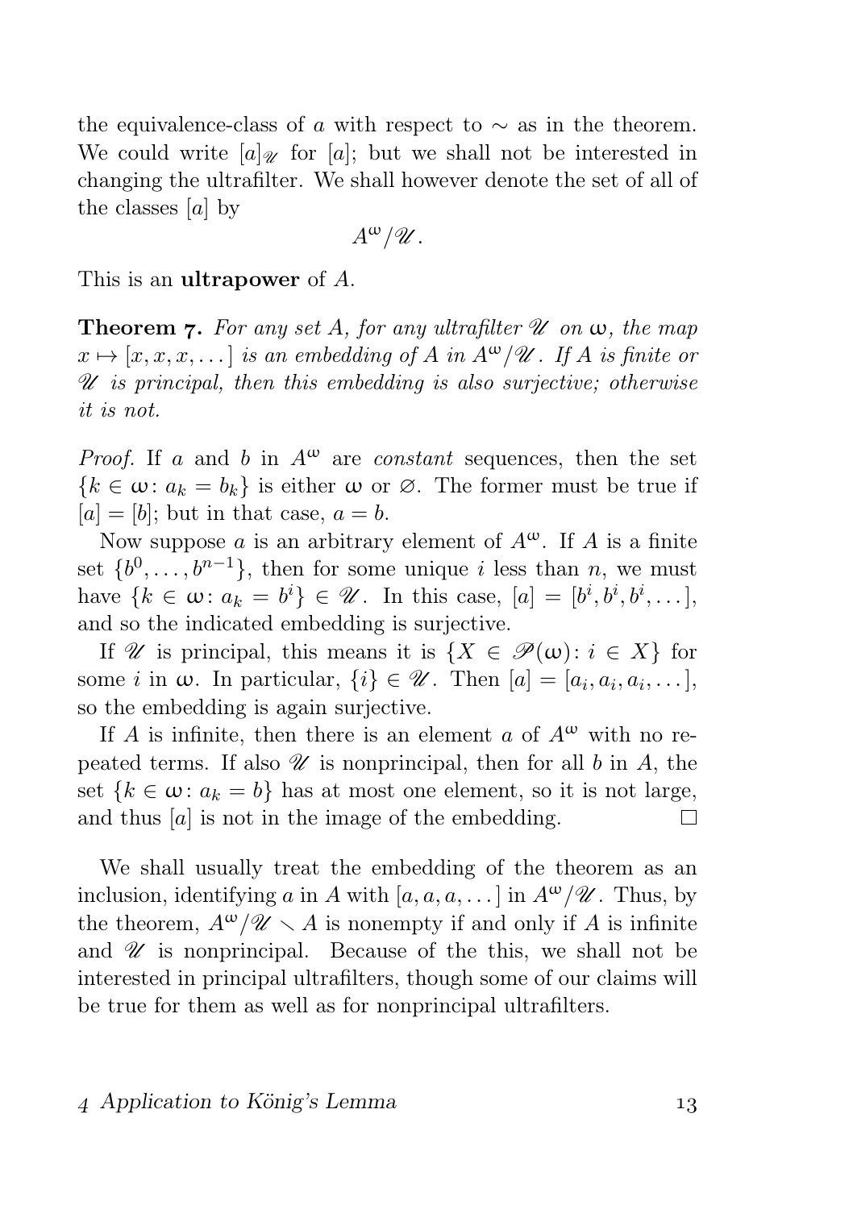the equivalence-class of $a$ with respect to $\sim$ as in the theorem. We could write $[a]_{\mathscr{U}}$ for $[a]$; but we shall not be interested in changing the ultrafilter. We shall however denote the set of all of the classes $[a]$ by

$$A^{\omega}/\mathscr{U}.$$

This is an **ultrapower** of $A$.

**Theorem 7.** *For any set $A$, for any ultrafilter $\mathscr{U}$ on $\omega$, the map $x \mapsto [x, x, x, \dots]$ is an embedding of $A$ in $A^{\omega}/\mathscr{U}$. If $A$ is finite or $\mathscr{U}$ is principal, then this embedding is also surjective; otherwise it is not.*

*Proof.* If $a$ and $b$ in $A^{\omega}$ are *constant* sequences, then the set $\{k \in \omega\colon a_k = b_k\}$ is either $\omega$ or $\varnothing$. The former must be true if $[a] = [b]$; but in that case, $a = b$.

Now suppose $a$ is an arbitrary element of $A^{\omega}$. If $A$ is a finite set $\{b^0, \dots, b^{n-1}\}$, then for some unique $i$ less than $n$, we must have $\{k \in \omega\colon a_k = b^i\} \in \mathscr{U}$. In this case, $[a] = [b^i, b^i, b^i, \dots]$, and so the indicated embedding is surjective.

If $\mathscr{U}$ is principal, this means it is $\{X \in \mathscr{P}(\omega)\colon i \in X\}$ for some $i$ in $\omega$. In particular, $\{i\} \in \mathscr{U}$. Then $[a] = [a_i, a_i, a_i, \dots]$, so the embedding is again surjective.

If $A$ is infinite, then there is an element $a$ of $A^{\omega}$ with no repeated terms. If also $\mathscr{U}$ is nonprincipal, then for all $b$ in $A$, the set $\{k \in \omega\colon a_k = b\}$ has at most one element, so it is not large, and thus $[a]$ is not in the image of the embedding. □

We shall usually treat the embedding of the theorem as an inclusion, identifying $a$ in $A$ with $[a, a, a, \dots]$ in $A^{\omega}/\mathscr{U}$. Thus, by the theorem, $A^{\omega}/\mathscr{U} \smallsetminus A$ is nonempty if and only if $A$ is infinite and $\mathscr{U}$ is nonprincipal. Because of the this, we shall not be interested in principal ultrafilters, though some of our claims will be true for them as well as for nonprincipal ultrafilters.

## 4 Application to König's Lemma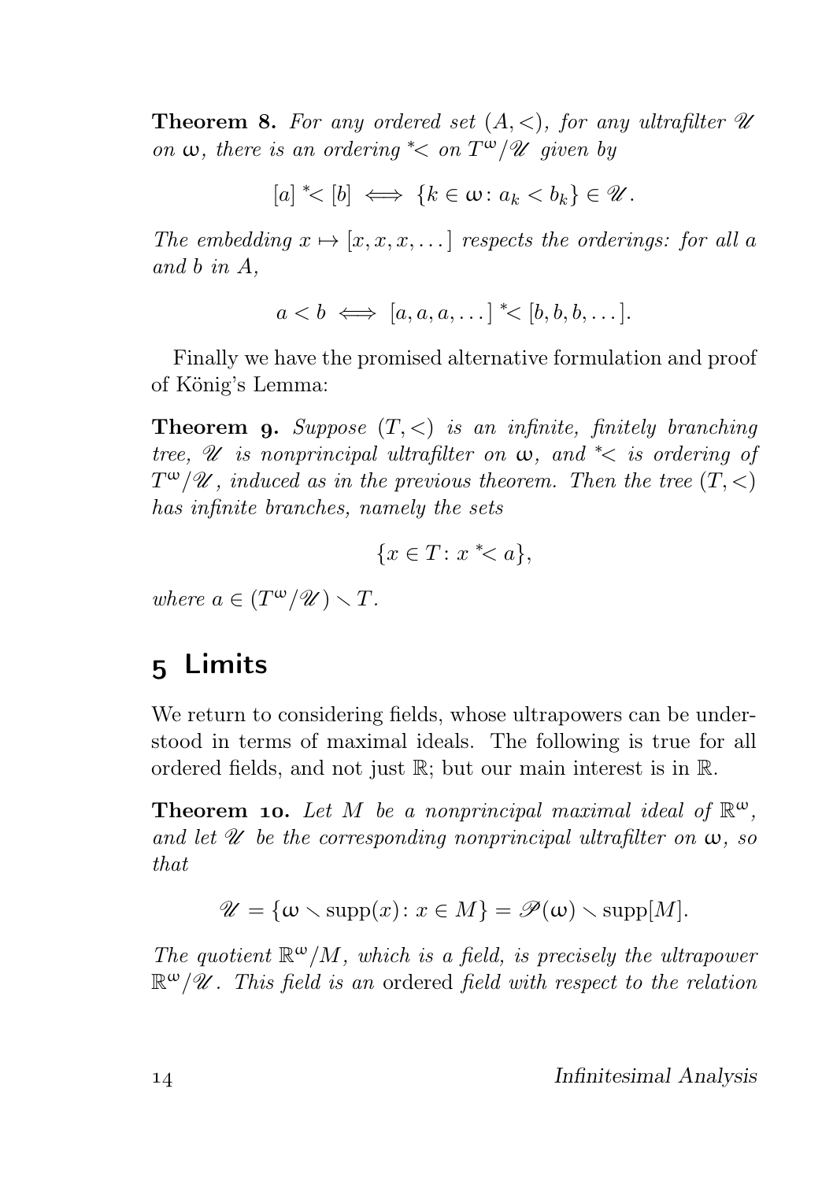**Theorem 8.** *For any ordered set $(A, <)$, for any ultrafilter $\mathscr{U}$ on $\omega$, there is an ordering ${}^*\!<$ on $T^\omega/\mathscr{U}$ given by*

$$[a] \;{}^*\!< [b] \iff \{k \in \omega \colon a_k < b_k\} \in \mathscr{U}.$$

*The embedding $x \mapsto [x, x, x, \dots]$ respects the orderings: for all $a$ and $b$ in $A$,*

$$a < b \iff [a, a, a, \dots] \;{}^*\!< [b, b, b, \dots].$$

Finally we have the promised alternative formulation and proof of König's Lemma:

**Theorem 9.** *Suppose $(T, <)$ is an infinite, finitely branching tree, $\mathscr{U}$ is nonprincipal ultrafilter on $\omega$, and ${}^*\!<$ is ordering of $T^\omega/\mathscr{U}$, induced as in the previous theorem. Then the tree $(T, <)$ has infinite branches, namely the sets*

$$\{x \in T \colon x \;{}^*\!< a\},$$

*where $a \in (T^\omega/\mathscr{U}) \smallsetminus T$.*

## 5 Limits

We return to considering fields, whose ultrapowers can be understood in terms of maximal ideals. The following is true for all ordered fields, and not just $\mathbb{R}$; but our main interest is in $\mathbb{R}$.

**Theorem 10.** *Let $M$ be a nonprincipal maximal ideal of $\mathbb{R}^\omega$, and let $\mathscr{U}$ be the corresponding nonprincipal ultrafilter on $\omega$, so that*

$$\mathscr{U} = \{\omega \smallsetminus \operatorname{supp}(x) \colon x \in M\} = \mathscr{P}(\omega) \smallsetminus \operatorname{supp}[M].$$

*The quotient $\mathbb{R}^\omega/M$, which is a field, is precisely the ultrapower $\mathbb{R}^\omega/\mathscr{U}$. This field is an* ordered *field with respect to the relation*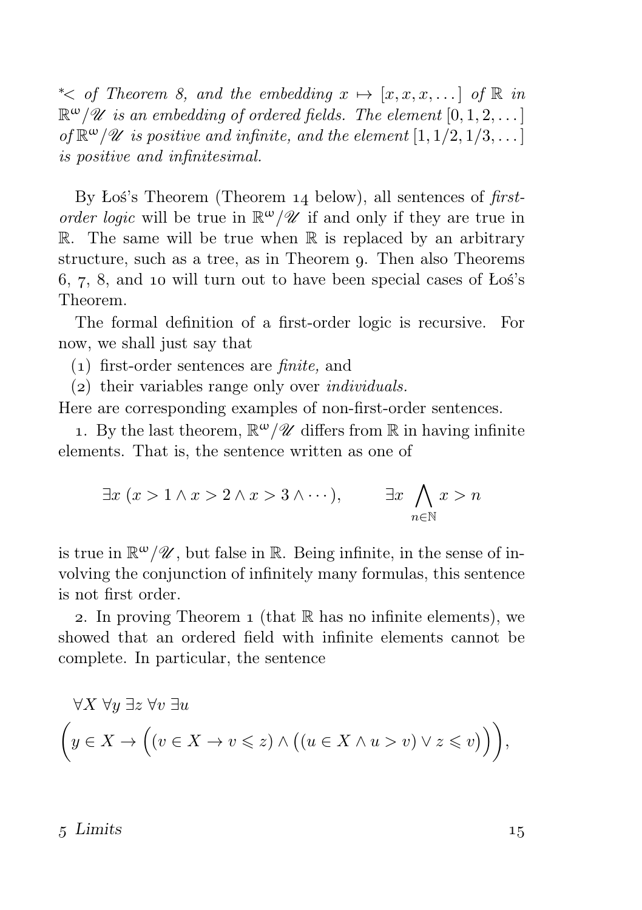$^*\!<$ *of Theorem 8, and the embedding* $x \mapsto [x, x, x, \dots]$ *of* $\mathbb{R}$ *in* $\mathbb{R}^\omega/\mathscr{U}$ *is an embedding of ordered fields. The element* $[0, 1, 2, \dots]$ *of* $\mathbb{R}^\omega/\mathscr{U}$ *is positive and infinite, and the element* $[1, 1/2, 1/3, \dots]$ *is positive and infinitesimal.*

By Łoś's Theorem (Theorem 14 below), all sentences of *first-order logic* will be true in $\mathbb{R}^\omega/\mathscr{U}$ if and only if they are true in $\mathbb{R}$. The same will be true when $\mathbb{R}$ is replaced by an arbitrary structure, such as a tree, as in Theorem 9. Then also Theorems 6, 7, 8, and 10 will turn out to have been special cases of Łoś's Theorem.

The formal definition of a first-order logic is recursive. For now, we shall just say that

(1) first-order sentences are *finite,* and
(2) their variables range only over *individuals.*

Here are corresponding examples of non-first-order sentences.

1. By the last theorem, $\mathbb{R}^\omega/\mathscr{U}$ differs from $\mathbb{R}$ in having infinite elements. That is, the sentence written as one of

$$\exists x\ (x > 1 \land x > 2 \land x > 3 \land \cdots), \qquad \exists x\ \bigwedge_{n \in \mathbb{N}} x > n$$

is true in $\mathbb{R}^\omega/\mathscr{U}$, but false in $\mathbb{R}$. Being infinite, in the sense of involving the conjunction of infinitely many formulas, this sentence is not first order.

2. In proving Theorem 1 (that $\mathbb{R}$ has no infinite elements), we showed that an ordered field with infinite elements cannot be complete. In particular, the sentence

$$\forall X\ \forall y\ \exists z\ \forall v\ \exists u$$
$$\Big(y \in X \to \Big((v \in X \to v \leqslant z) \land \big((u \in X \land u > v) \lor z \leqslant v\big)\Big)\Big),$$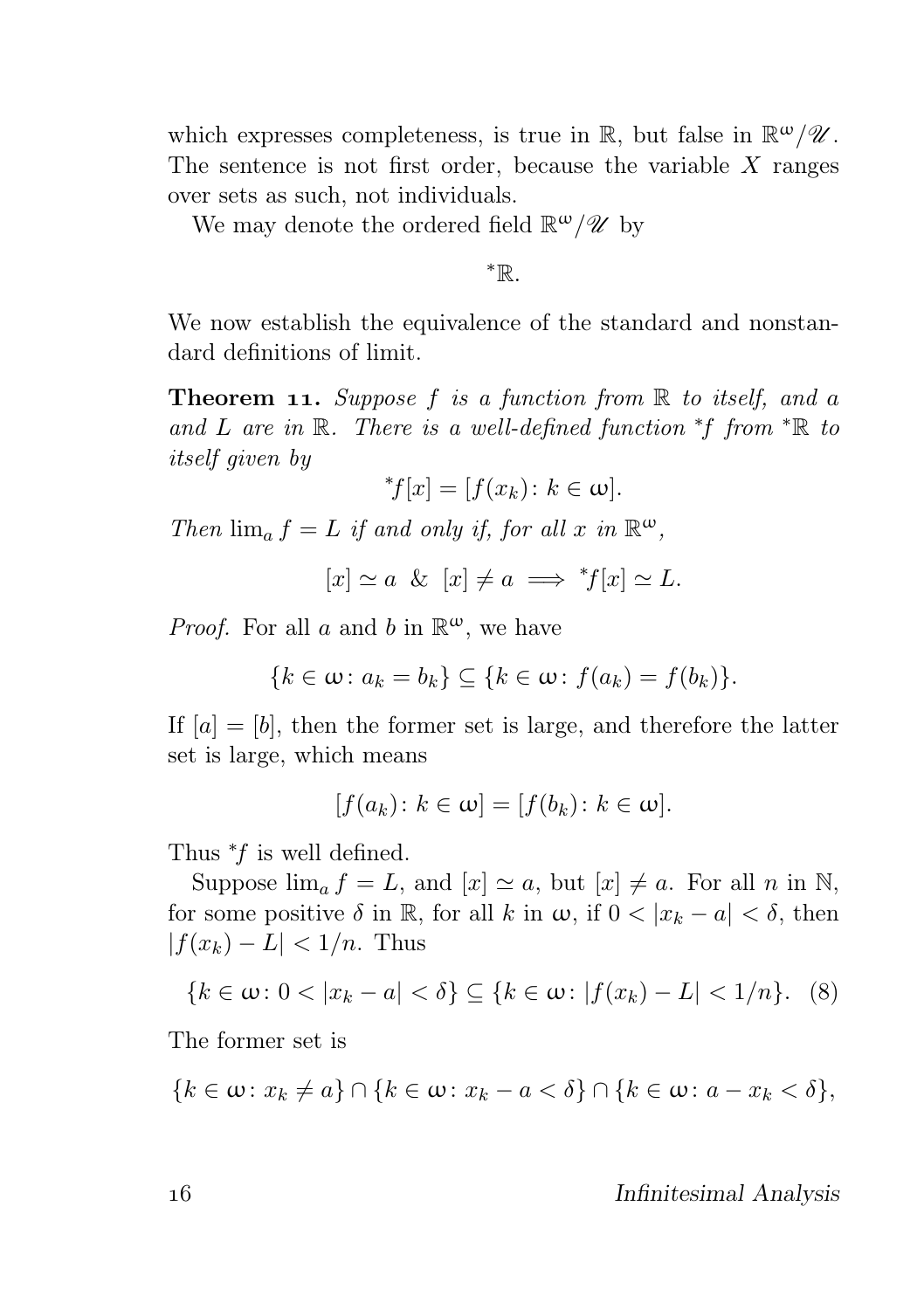which expresses completeness, is true in $\mathbb{R}$, but false in $\mathbb{R}^\omega/\mathscr{U}$. The sentence is not first order, because the variable $X$ ranges over sets as such, not individuals.

We may denote the ordered field $\mathbb{R}^\omega/\mathscr{U}$ by

$$^*\mathbb{R}.$$

We now establish the equivalence of the standard and nonstandard definitions of limit.

**Theorem 11.** *Suppose $f$ is a function from $\mathbb{R}$ to itself, and $a$ and $L$ are in $\mathbb{R}$. There is a well-defined function $^*f$ from $^*\mathbb{R}$ to itself given by*

$$^*f[x] = [f(x_k) \colon k \in \omega].$$

*Then $\lim_a f = L$ if and only if, for all $x$ in $\mathbb{R}^\omega$,*

$$[x] \simeq a \ \ \& \ \ [x] \neq a \implies {}^*f[x] \simeq L.$$

*Proof.* For all $a$ and $b$ in $\mathbb{R}^\omega$, we have

$$\{k \in \omega \colon a_k = b_k\} \subseteq \{k \in \omega \colon f(a_k) = f(b_k)\}.$$

If $[a] = [b]$, then the former set is large, and therefore the latter set is large, which means

$$[f(a_k) \colon k \in \omega] = [f(b_k) \colon k \in \omega].$$

Thus $^*f$ is well defined.

Suppose $\lim_a f = L$, and $[x] \simeq a$, but $[x] \neq a$. For all $n$ in $\mathbb{N}$, for some positive $\delta$ in $\mathbb{R}$, for all $k$ in $\omega$, if $0 < |x_k - a| < \delta$, then $|f(x_k) - L| < 1/n$. Thus

$$\{k \in \omega \colon 0 < |x_k - a| < \delta\} \subseteq \{k \in \omega \colon |f(x_k) - L| < 1/n\}. \quad (8)$$

The former set is

$$\{k \in \omega \colon x_k \neq a\} \cap \{k \in \omega \colon x_k - a < \delta\} \cap \{k \in \omega \colon a - x_k < \delta\},$$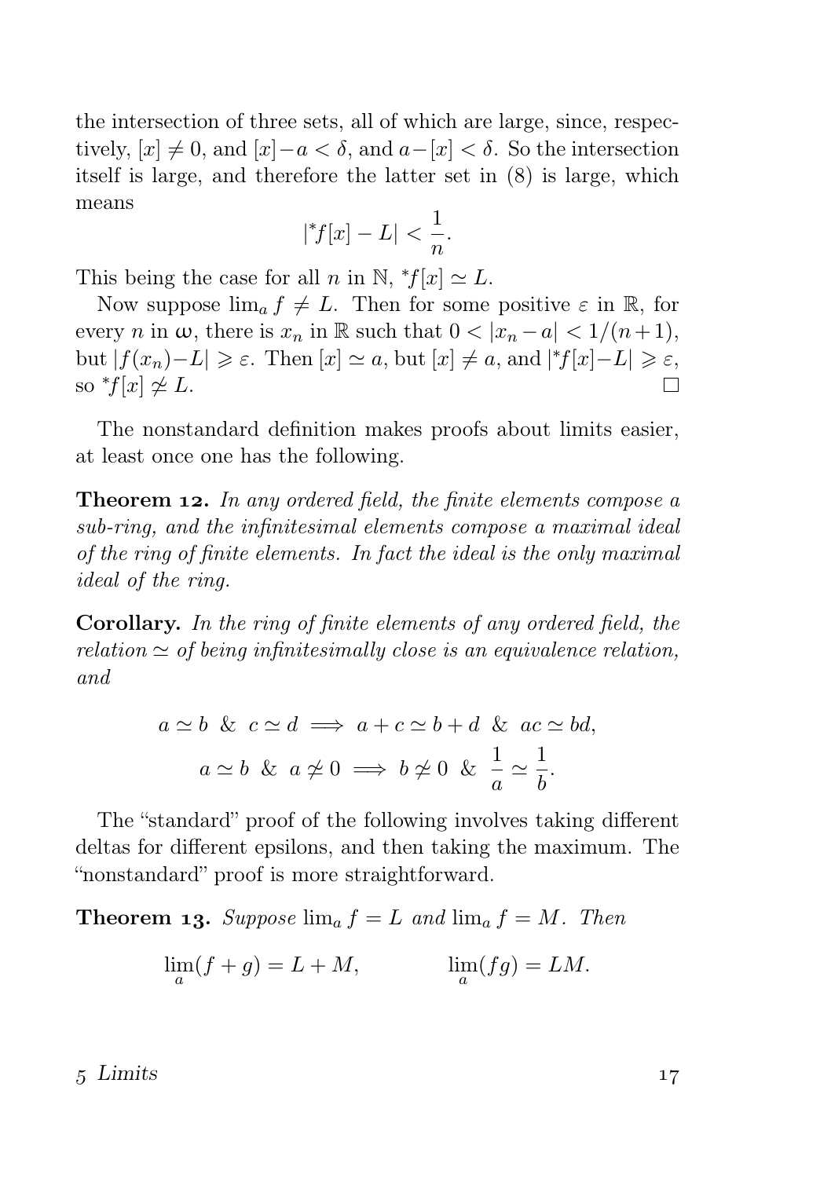the intersection of three sets, all of which are large, since, respectively, $[x] \neq 0$, and $[x] - a < \delta$, and $a - [x] < \delta$. So the intersection itself is large, and therefore the latter set in (8) is large, which means

$$|{}^*f[x] - L| < \frac{1}{n}.$$

This being the case for all $n$ in $\mathbb{N}$, ${}^*f[x] \simeq L$.

Now suppose $\lim_a f \neq L$. Then for some positive $\varepsilon$ in $\mathbb{R}$, for every $n$ in $\omega$, there is $x_n$ in $\mathbb{R}$ such that $0 < |x_n - a| < 1/(n+1)$, but $|f(x_n) - L| \geqslant \varepsilon$. Then $[x] \simeq a$, but $[x] \neq a$, and $|{}^*f[x] - L| \geqslant \varepsilon$, so ${}^*f[x] \not\simeq L$. □

The nonstandard definition makes proofs about limits easier, at least once one has the following.

**Theorem 12.** *In any ordered field, the finite elements compose a sub-ring, and the infinitesimal elements compose a maximal ideal of the ring of finite elements. In fact the ideal is the only maximal ideal of the ring.*

**Corollary.** *In the ring of finite elements of any ordered field, the relation $\simeq$ of being infinitesimally close is an equivalence relation, and*

$$a \simeq b \;\&\; c \simeq d \implies a + c \simeq b + d \;\&\; ac \simeq bd,$$

$$a \simeq b \;\&\; a \not\simeq 0 \implies b \not\simeq 0 \;\&\; \frac{1}{a} \simeq \frac{1}{b}.$$

The "standard" proof of the following involves taking different deltas for different epsilons, and then taking the maximum. The "nonstandard" proof is more straightforward.

**Theorem 13.** *Suppose $\lim_a f = L$ and $\lim_a f = M$. Then*

$$\lim_a (f + g) = L + M, \qquad \lim_a (fg) = LM.$$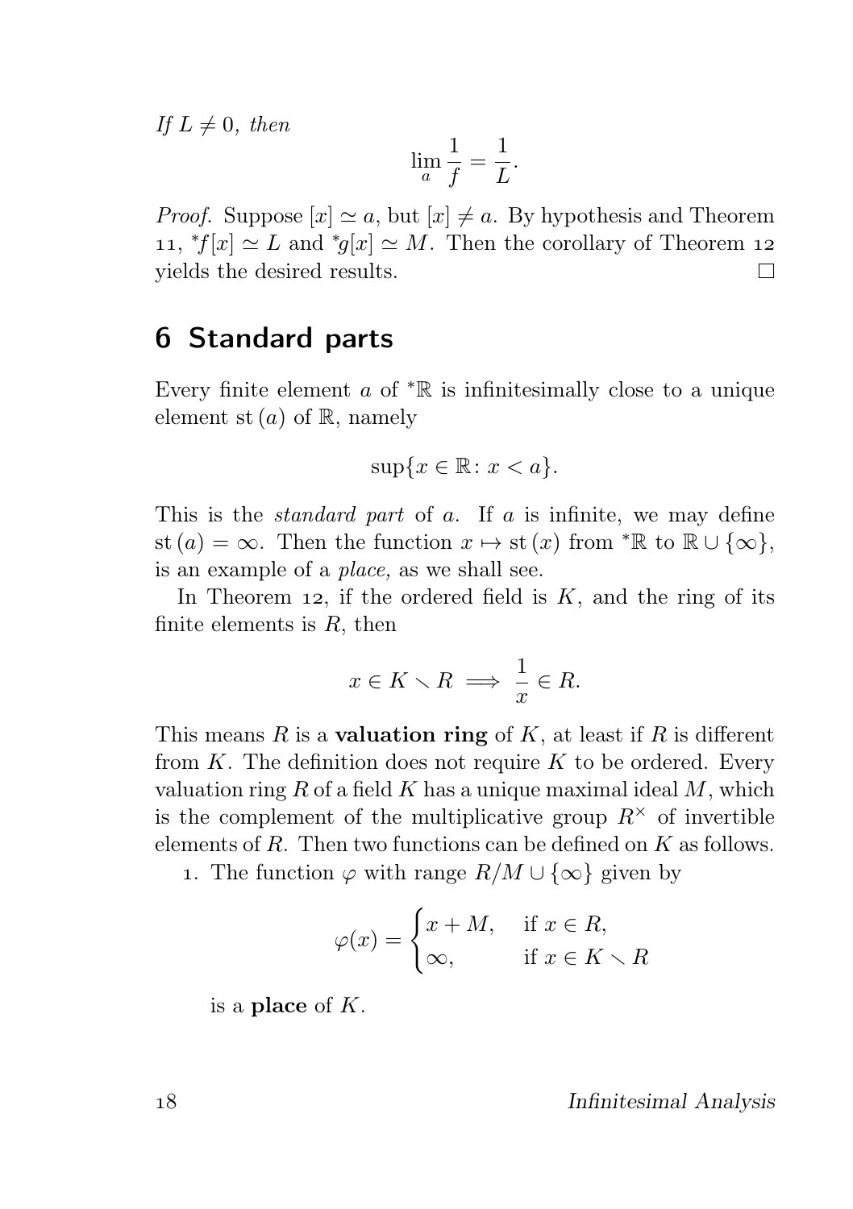*If $L \neq 0$, then*

$$\lim_a \frac{1}{f} = \frac{1}{L}.$$

*Proof.* Suppose $[x] \simeq a$, but $[x] \neq a$. By hypothesis and Theorem 11, ${}^*f[x] \simeq L$ and ${}^*g[x] \simeq M$. Then the corollary of Theorem 12 yields the desired results. $\square$

## 6 Standard parts

Every finite element $a$ of ${}^*\mathbb{R}$ is infinitesimally close to a unique element $\operatorname{st}(a)$ of $\mathbb{R}$, namely

$$\sup\{x \in \mathbb{R} \colon x < a\}.$$

This is the *standard part* of $a$. If $a$ is infinite, we may define $\operatorname{st}(a) = \infty$. Then the function $x \mapsto \operatorname{st}(x)$ from ${}^*\mathbb{R}$ to $\mathbb{R} \cup \{\infty\}$, is an example of a *place,* as we shall see.

In Theorem 12, if the ordered field is $K$, and the ring of its finite elements is $R$, then

$$x \in K \smallsetminus R \implies \frac{1}{x} \in R.$$

This means $R$ is a **valuation ring** of $K$, at least if $R$ is different from $K$. The definition does not require $K$ to be ordered. Every valuation ring $R$ of a field $K$ has a unique maximal ideal $M$, which is the complement of the multiplicative group $R^\times$ of invertible elements of $R$. Then two functions can be defined on $K$ as follows.

1. The function $\varphi$ with range $R/M \cup \{\infty\}$ given by

$$\varphi(x) = \begin{cases} x + M, & \text{if } x \in R, \\ \infty, & \text{if } x \in K \smallsetminus R \end{cases}$$

is a **place** of $K$.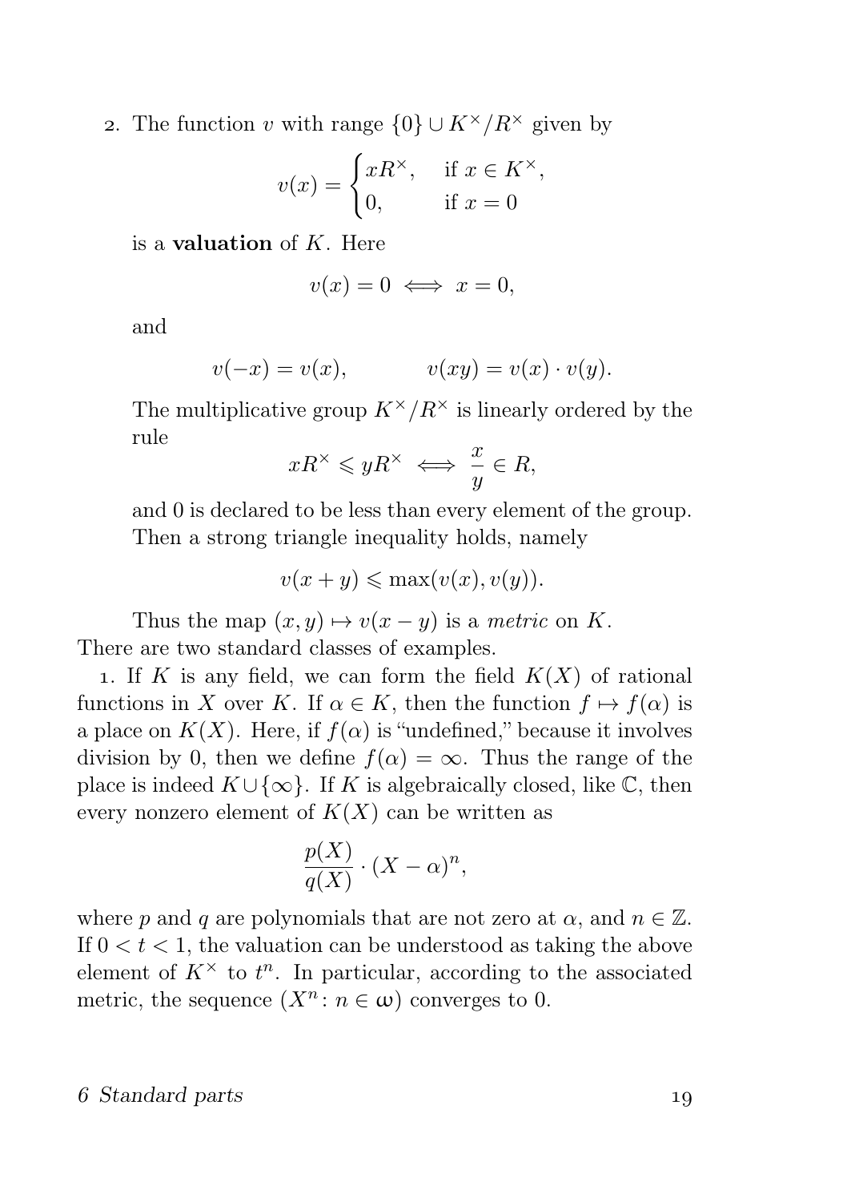2. The function $v$ with range $\{0\} \cup K^{\times}/R^{\times}$ given by

$$v(x) = \begin{cases} xR^{\times}, & \text{if } x \in K^{\times}, \\ 0, & \text{if } x = 0 \end{cases}$$

is a **valuation** of $K$. Here

$$v(x) = 0 \iff x = 0,$$

and

$$v(-x) = v(x), \qquad v(xy) = v(x) \cdot v(y).$$

The multiplicative group $K^{\times}/R^{\times}$ is linearly ordered by the rule

$$xR^{\times} \leqslant yR^{\times} \iff \frac{x}{y} \in R,$$

and 0 is declared to be less than every element of the group. Then a strong triangle inequality holds, namely

$$v(x+y) \leqslant \max(v(x), v(y)).$$

Thus the map $(x, y) \mapsto v(x-y)$ is a *metric* on $K$.

There are two standard classes of examples.

1. If $K$ is any field, we can form the field $K(X)$ of rational functions in $X$ over $K$. If $\alpha \in K$, then the function $f \mapsto f(\alpha)$ is a place on $K(X)$. Here, if $f(\alpha)$ is "undefined," because it involves division by 0, then we define $f(\alpha) = \infty$. Thus the range of the place is indeed $K \cup \{\infty\}$. If $K$ is algebraically closed, like $\mathbb{C}$, then every nonzero element of $K(X)$ can be written as

$$\frac{p(X)}{q(X)} \cdot (X - \alpha)^n,$$

where $p$ and $q$ are polynomials that are not zero at $\alpha$, and $n \in \mathbb{Z}$. If $0 < t < 1$, the valuation can be understood as taking the above element of $K^{\times}$ to $t^n$. In particular, according to the associated metric, the sequence $(X^n : n \in \omega)$ converges to 0.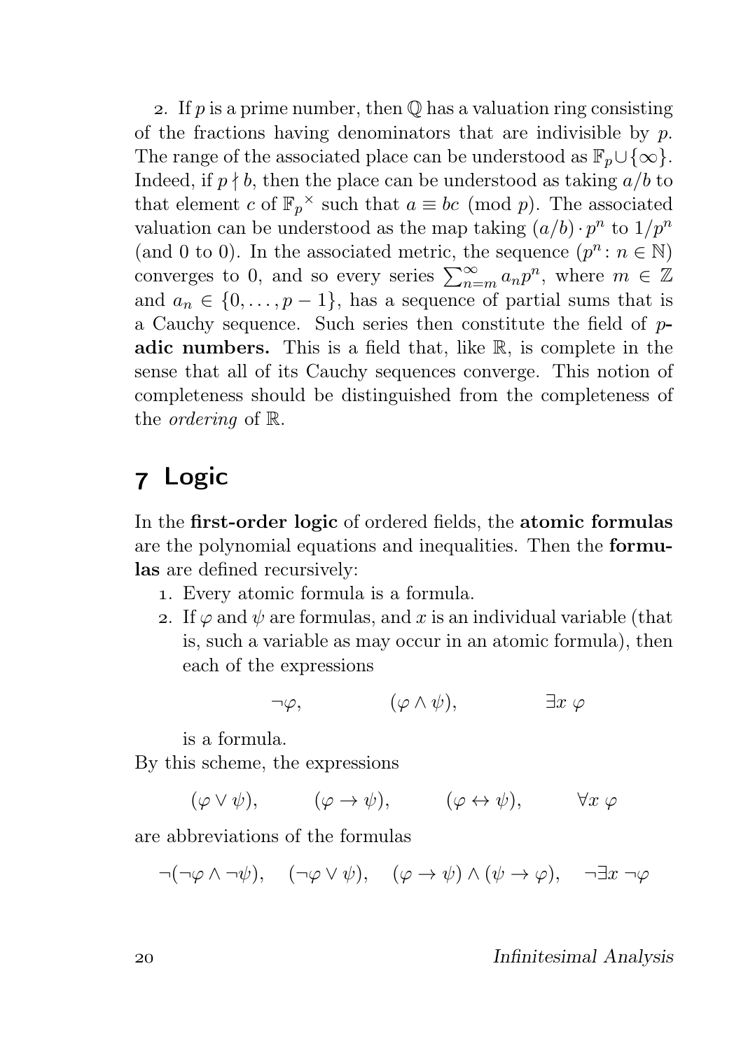2. If $p$ is a prime number, then $\mathbb{Q}$ has a valuation ring consisting of the fractions having denominators that are indivisible by $p$. The range of the associated place can be understood as $\mathbb{F}_p \cup \{\infty\}$. Indeed, if $p \nmid b$, then the place can be understood as taking $a/b$ to that element $c$ of ${\mathbb{F}_p}^{\times}$ such that $a \equiv bc \pmod{p}$. The associated valuation can be understood as the map taking $(a/b) \cdot p^n$ to $1/p^n$ (and 0 to 0). In the associated metric, the sequence $(p^n \colon n \in \mathbb{N})$ converges to 0, and so every series $\sum_{n=m}^{\infty} a_n p^n$, where $m \in \mathbb{Z}$ and $a_n \in \{0, \dots, p-1\}$, has a sequence of partial sums that is a Cauchy sequence. Such series then constitute the field of **$p$-adic numbers.** This is a field that, like $\mathbb{R}$, is complete in the sense that all of its Cauchy sequences converge. This notion of completeness should be distinguished from the completeness of the *ordering* of $\mathbb{R}$.

## 7 Logic

In the **first-order logic** of ordered fields, the **atomic formulas** are the polynomial equations and inequalities. Then the **formulas** are defined recursively:

1. Every atomic formula is a formula.
2. If $\varphi$ and $\psi$ are formulas, and $x$ is an individual variable (that is, such a variable as may occur in an atomic formula), then each of the expressions

$$\neg\varphi, \qquad (\varphi \wedge \psi), \qquad \exists x\ \varphi$$

   is a formula.

By this scheme, the expressions

$$(\varphi \vee \psi), \qquad (\varphi \to \psi), \qquad (\varphi \leftrightarrow \psi), \qquad \forall x\ \varphi$$

are abbreviations of the formulas

$$\neg(\neg\varphi \wedge \neg\psi), \quad (\neg\varphi \vee \psi), \quad (\varphi \to \psi) \wedge (\psi \to \varphi), \quad \neg\exists x\ \neg\varphi$$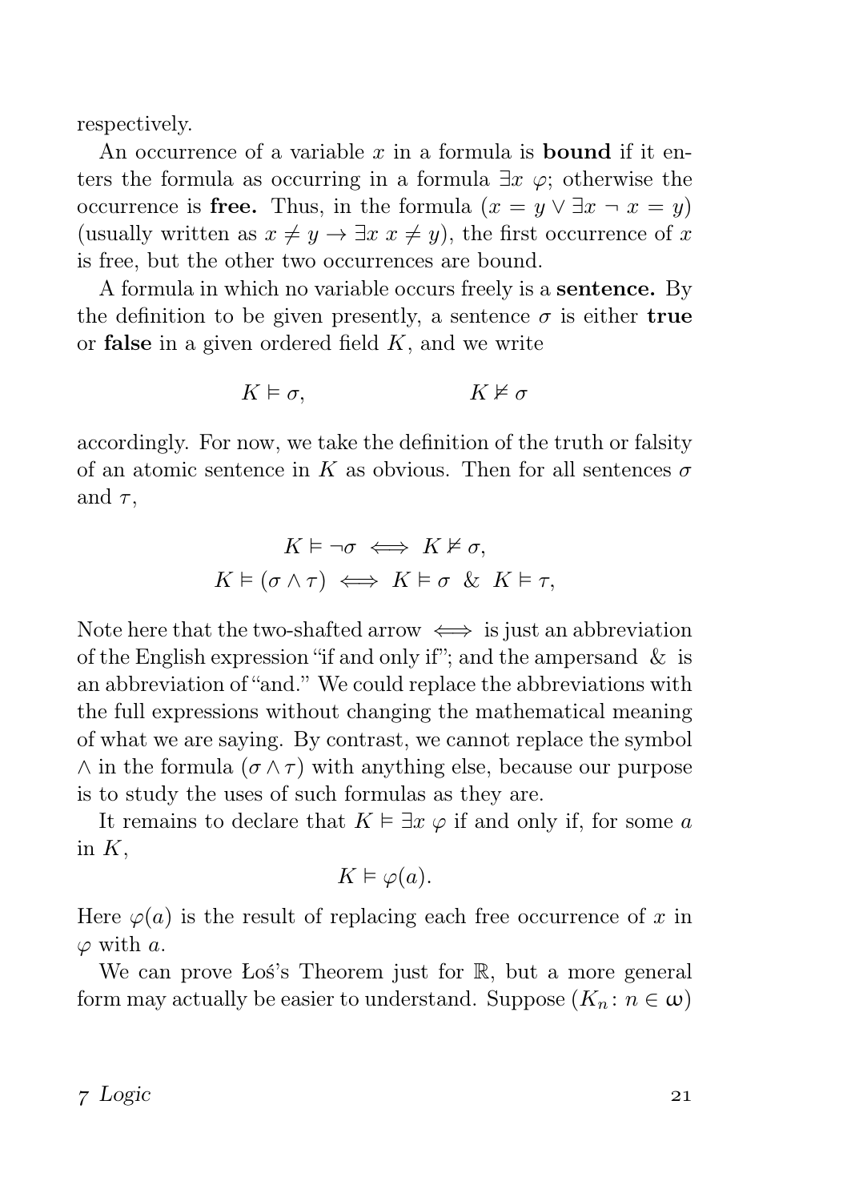respectively.

An occurrence of a variable $x$ in a formula is **bound** if it enters the formula as occurring in a formula $\exists x\ \varphi$; otherwise the occurrence is **free.** Thus, in the formula $(x = y \lor \exists x \neg\ x = y)$ (usually written as $x \neq y \to \exists x\ x \neq y$), the first occurrence of $x$ is free, but the other two occurrences are bound.

A formula in which no variable occurs freely is a **sentence.** By the definition to be given presently, a sentence $\sigma$ is either **true** or **false** in a given ordered field $K$, and we write

$$K \vDash \sigma, \qquad\qquad K \nvDash \sigma$$

accordingly. For now, we take the definition of the truth or falsity of an atomic sentence in $K$ as obvious. Then for all sentences $\sigma$ and $\tau$,

$$K \vDash \neg\sigma \iff K \nvDash \sigma,$$
$$K \vDash (\sigma \land \tau) \iff K \vDash \sigma \ \&\ K \vDash \tau,$$

Note here that the two-shafted arrow $\iff$ is just an abbreviation of the English expression "if and only if"; and the ampersand & is an abbreviation of "and." We could replace the abbreviations with the full expressions without changing the mathematical meaning of what we are saying. By contrast, we cannot replace the symbol $\land$ in the formula $(\sigma \land \tau)$ with anything else, because our purpose is to study the uses of such formulas as they are.

It remains to declare that $K \vDash \exists x\ \varphi$ if and only if, for some $a$ in $K$,

$$K \vDash \varphi(a).$$

Here $\varphi(a)$ is the result of replacing each free occurrence of $x$ in $\varphi$ with $a$.

We can prove Łoś's Theorem just for $\mathbb{R}$, but a more general form may actually be easier to understand. Suppose $(K_n \colon n \in \omega)$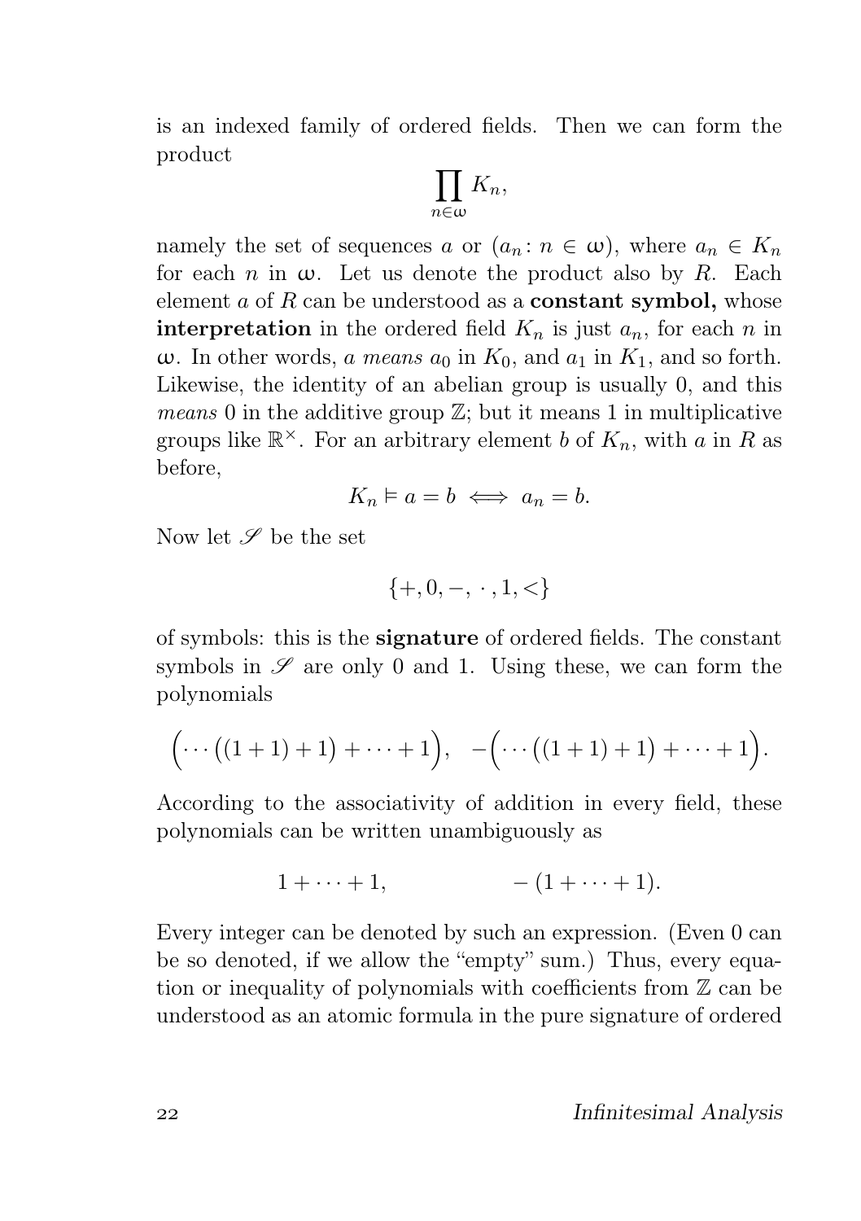is an indexed family of ordered fields. Then we can form the product

$$\prod_{n\in\omega} K_n,$$

namely the set of sequences $a$ or $(a_n : n \in \omega)$, where $a_n \in K_n$ for each $n$ in $\omega$. Let us denote the product also by $R$. Each element $a$ of $R$ can be understood as a **constant symbol,** whose **interpretation** in the ordered field $K_n$ is just $a_n$, for each $n$ in $\omega$. In other words, $a$ *means* $a_0$ in $K_0$, and $a_1$ in $K_1$, and so forth. Likewise, the identity of an abelian group is usually 0, and this *means* 0 in the additive group $\mathbb{Z}$; but it means 1 in multiplicative groups like $\mathbb{R}^{\times}$. For an arbitrary element $b$ of $K_n$, with $a$ in $R$ as before,

$$K_n \vDash a = b \iff a_n = b.$$

Now let $\mathscr{S}$ be the set

$$\{+, 0, -, \cdot, 1, <\}$$

of symbols: this is the **signature** of ordered fields. The constant symbols in $\mathscr{S}$ are only 0 and 1. Using these, we can form the polynomials

$$\Big(\cdots\big((1+1)+1\big)+\cdots+1\Big), \quad -\Big(\cdots\big((1+1)+1\big)+\cdots+1\Big).$$

According to the associativity of addition in every field, these polynomials can be written unambiguously as

$$1+\cdots+1, \qquad\qquad -(1+\cdots+1).$$

Every integer can be denoted by such an expression. (Even 0 can be so denoted, if we allow the "empty" sum.) Thus, every equation or inequality of polynomials with coefficients from $\mathbb{Z}$ can be understood as an atomic formula in the pure signature of ordered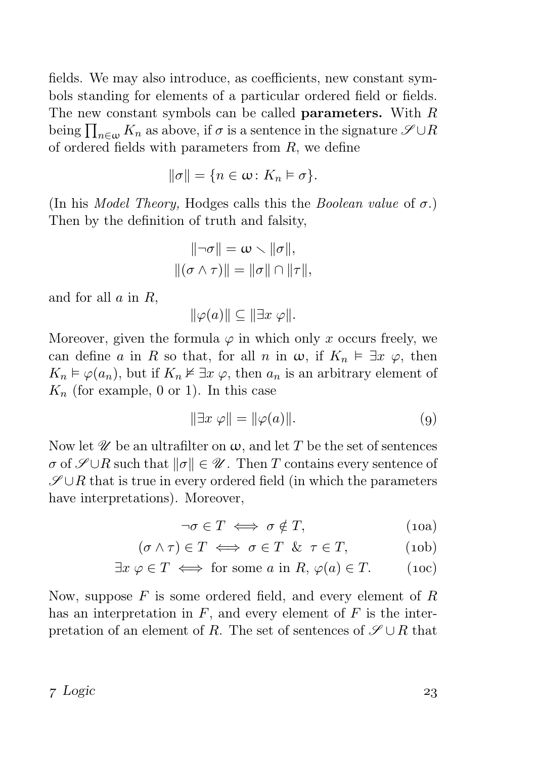fields. We may also introduce, as coefficients, new constant symbols standing for elements of a particular ordered field or fields. The new constant symbols can be called **parameters.** With $R$ being $\prod_{n\in\omega} K_n$ as above, if $\sigma$ is a sentence in the signature $\mathscr{S}\cup R$ of ordered fields with parameters from $R$, we define

$$\|\sigma\| = \{n \in \omega\colon K_n \vDash \sigma\}.$$

(In his *Model Theory,* Hodges calls this the *Boolean value* of $\sigma$.) Then by the definition of truth and falsity,

$$\|\neg\sigma\| = \omega \smallsetminus \|\sigma\|,$$
$$\|(\sigma \wedge \tau)\| = \|\sigma\| \cap \|\tau\|,$$

and for all $a$ in $R$,

$$\|\varphi(a)\| \subseteq \|\exists x\ \varphi\|.$$

Moreover, given the formula $\varphi$ in which only $x$ occurs freely, we can define $a$ in $R$ so that, for all $n$ in $\omega$, if $K_n \vDash \exists x\ \varphi$, then $K_n \vDash \varphi(a_n)$, but if $K_n \nvDash \exists x\ \varphi$, then $a_n$ is an arbitrary element of $K_n$ (for example, 0 or 1). In this case

$$\|\exists x\ \varphi\| = \|\varphi(a)\|. \tag{9}$$

Now let $\mathscr{U}$ be an ultrafilter on $\omega$, and let $T$ be the set of sentences $\sigma$ of $\mathscr{S}\cup R$ such that $\|\sigma\| \in \mathscr{U}$. Then $T$ contains every sentence of $\mathscr{S}\cup R$ that is true in every ordered field (in which the parameters have interpretations). Moreover,

$$\neg\sigma \in T \iff \sigma \notin T, \tag{10a}$$
$$(\sigma \wedge \tau) \in T \iff \sigma \in T\ \ \&\ \ \tau \in T, \tag{10b}$$
$$\exists x\ \varphi \in T \iff \text{for some } a \text{ in } R,\ \varphi(a) \in T. \tag{10c}$$

Now, suppose $F$ is some ordered field, and every element of $R$ has an interpretation in $F$, and every element of $F$ is the interpretation of an element of $R$. The set of sentences of $\mathscr{S}\cup R$ that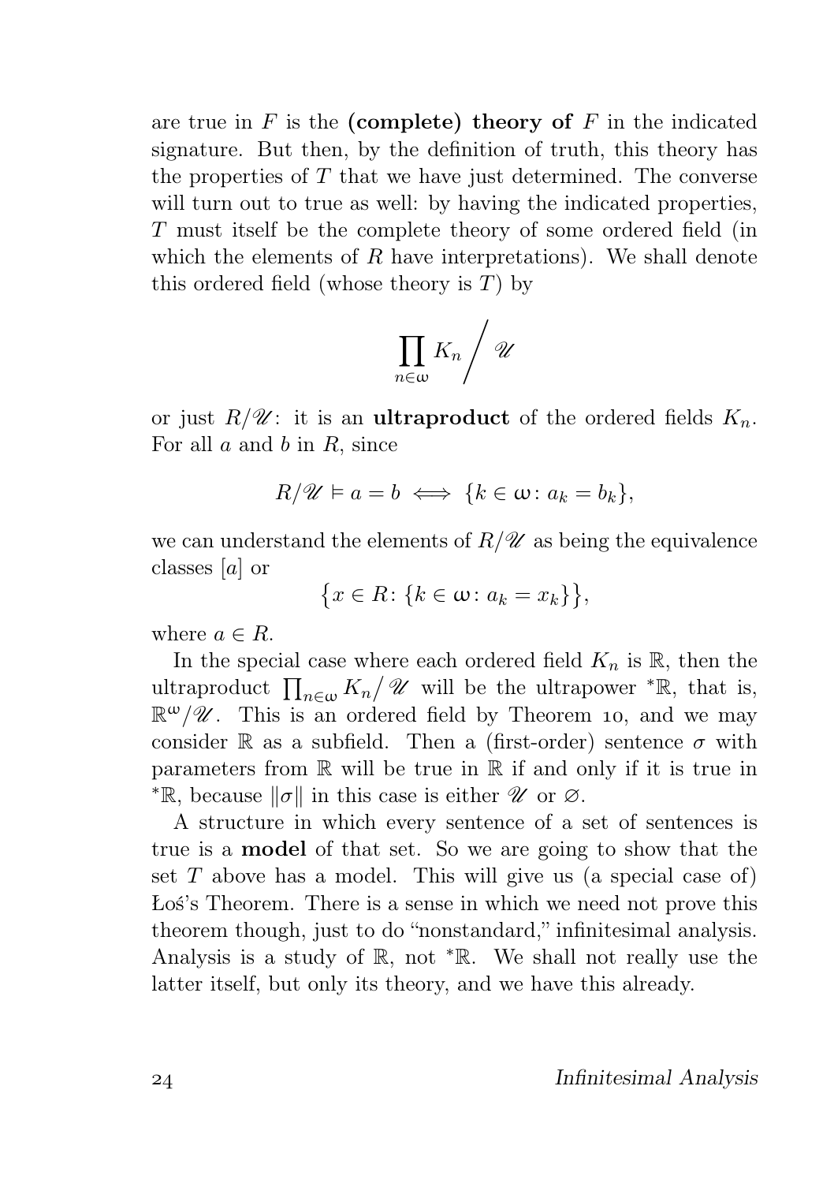are true in $F$ is the **(complete) theory of** $F$ in the indicated signature. But then, by the definition of truth, this theory has the properties of $T$ that we have just determined. The converse will turn out to true as well: by having the indicated properties, $T$ must itself be the complete theory of some ordered field (in which the elements of $R$ have interpretations). We shall denote this ordered field (whose theory is $T$) by

$$\prod_{n\in\omega} K_n \bigg/ \mathscr{U}$$

or just $R/\mathscr{U}$: it is an **ultraproduct** of the ordered fields $K_n$. For all $a$ and $b$ in $R$, since

$$R/\mathscr{U} \vDash a = b \iff \{k \in \omega \colon a_k = b_k\},$$

we can understand the elements of $R/\mathscr{U}$ as being the equivalence classes $[a]$ or

$$\big\{x \in R \colon \{k \in \omega \colon a_k = x_k\}\big\},$$

where $a \in R$.

In the special case where each ordered field $K_n$ is $\mathbb{R}$, then the ultraproduct $\prod_{n\in\omega} K_n/\mathscr{U}$ will be the ultrapower ${}^*\mathbb{R}$, that is, $\mathbb{R}^\omega/\mathscr{U}$. This is an ordered field by Theorem 10, and we may consider $\mathbb{R}$ as a subfield. Then a (first-order) sentence $\sigma$ with parameters from $\mathbb{R}$ will be true in $\mathbb{R}$ if and only if it is true in ${}^*\mathbb{R}$, because $\|\sigma\|$ in this case is either $\mathscr{U}$ or $\varnothing$.

A structure in which every sentence of a set of sentences is true is a **model** of that set. So we are going to show that the set $T$ above has a model. This will give us (a special case of) Łoś's Theorem. There is a sense in which we need not prove this theorem though, just to do "nonstandard," infinitesimal analysis. Analysis is a study of $\mathbb{R}$, not ${}^*\mathbb{R}$. We shall not really use the latter itself, but only its theory, and we have this already.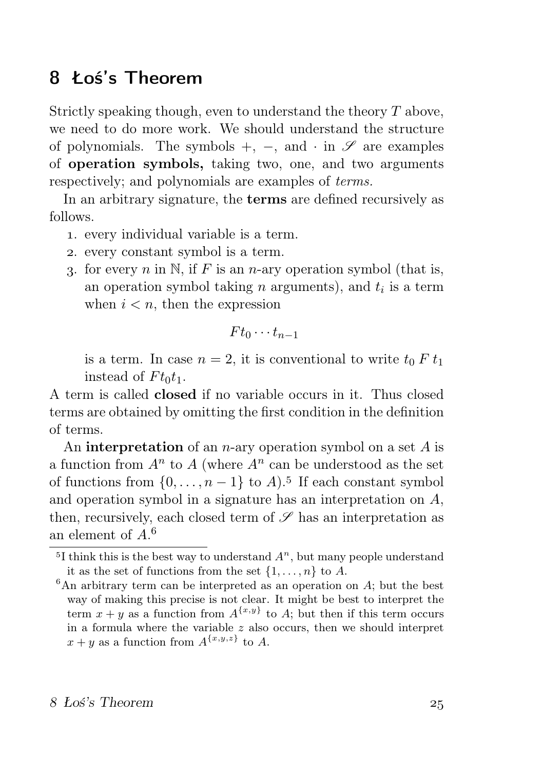# 8 Łoś's Theorem

Strictly speaking though, even to understand the theory $T$ above, we need to do more work. We should understand the structure of polynomials. The symbols $+$, $-$, and $\cdot$ in $\mathscr{S}$ are examples of **operation symbols,** taking two, one, and two arguments respectively; and polynomials are examples of *terms.*

In an arbitrary signature, the **terms** are defined recursively as follows.

1. every individual variable is a term.
2. every constant symbol is a term.
3. for every $n$ in $\mathbb{N}$, if $F$ is an $n$-ary operation symbol (that is, an operation symbol taking $n$ arguments), and $t_i$ is a term when $i < n$, then the expression

   $$Ft_0 \cdots t_{n-1}$$

   is a term. In case $n = 2$, it is conventional to write $t_0\, F\, t_1$ instead of $Ft_0t_1$.

A term is called **closed** if no variable occurs in it. Thus closed terms are obtained by omitting the first condition in the definition of terms.

An **interpretation** of an $n$-ary operation symbol on a set $A$ is a function from $A^n$ to $A$ (where $A^n$ can be understood as the set of functions from $\{0, \dots, n-1\}$ to $A$).[5] If each constant symbol and operation symbol in a signature has an interpretation on $A$, then, recursively, each closed term of $\mathscr{S}$ has an interpretation as an element of $A$.[6]

[5] I think this is the best way to understand $A^n$, but many people understand it as the set of functions from the set $\{1, \dots, n\}$ to $A$.

[6] An arbitrary term can be interpreted as an operation on $A$; but the best way of making this precise is not clear. It might be best to interpret the term $x + y$ as a function from $A^{\{x,y\}}$ to $A$; but then if this term occurs in a formula where the variable $z$ also occurs, then we should interpret $x + y$ as a function from $A^{\{x,y,z\}}$ to $A$.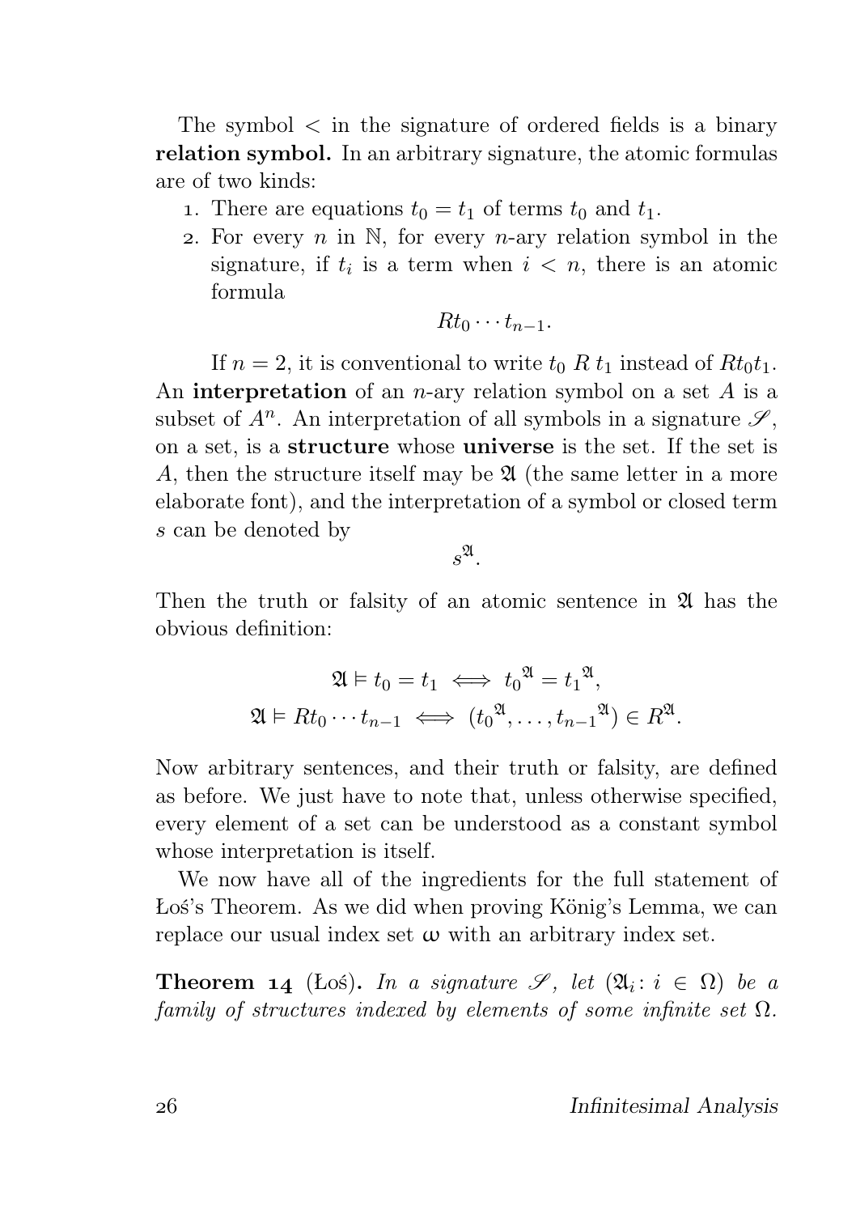The symbol $<$ in the signature of ordered fields is a binary **relation symbol.** In an arbitrary signature, the atomic formulas are of two kinds:

1. There are equations $t_0 = t_1$ of terms $t_0$ and $t_1$.
2. For every $n$ in $\mathbb{N}$, for every $n$-ary relation symbol in the signature, if $t_i$ is a term when $i < n$, there is an atomic formula
$$Rt_0 \cdots t_{n-1}.$$

If $n = 2$, it is conventional to write $t_0 \; R \; t_1$ instead of $Rt_0t_1$. An **interpretation** of an $n$-ary relation symbol on a set $A$ is a subset of $A^n$. An interpretation of all symbols in a signature $\mathscr{S}$, on a set, is a **structure** whose **universe** is the set. If the set is $A$, then the structure itself may be $\mathfrak{A}$ (the same letter in a more elaborate font), and the interpretation of a symbol or closed term $s$ can be denoted by
$$s^{\mathfrak{A}}.$$

Then the truth or falsity of an atomic sentence in $\mathfrak{A}$ has the obvious definition:

$$\mathfrak{A} \vDash t_0 = t_1 \iff {t_0}^{\mathfrak{A}} = {t_1}^{\mathfrak{A}},$$
$$\mathfrak{A} \vDash Rt_0 \cdots t_{n-1} \iff ({t_0}^{\mathfrak{A}}, \dots, {t_{n-1}}^{\mathfrak{A}}) \in R^{\mathfrak{A}}.$$

Now arbitrary sentences, and their truth or falsity, are defined as before. We just have to note that, unless otherwise specified, every element of a set can be understood as a constant symbol whose interpretation is itself.

We now have all of the ingredients for the full statement of Łoś's Theorem. As we did when proving König's Lemma, we can replace our usual index set $\omega$ with an arbitrary index set.

**Theorem 14** (Łoś)**.** *In a signature $\mathscr{S}$, let $(\mathfrak{A}_i : i \in \Omega)$ be a family of structures indexed by elements of some infinite set $\Omega$.*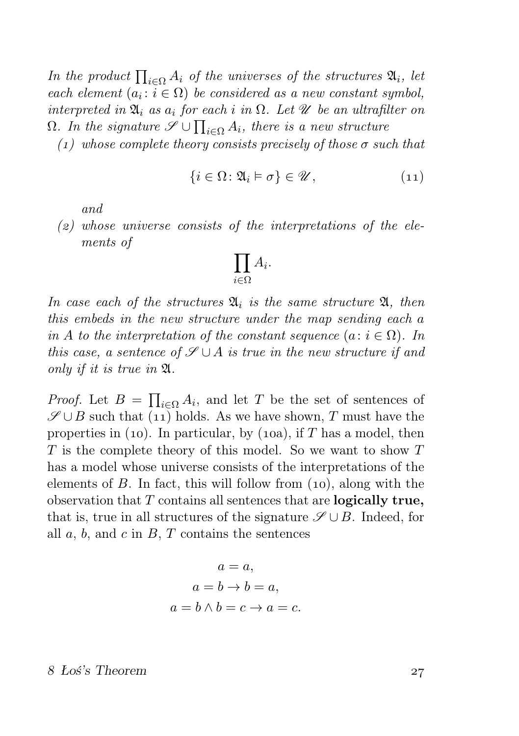*In the product $\prod_{i\in\Omega} A_i$ of the universes of the structures $\mathfrak{A}_i$, let each element $(a_i : i \in \Omega)$ be considered as a new constant symbol, interpreted in $\mathfrak{A}_i$ as $a_i$ for each $i$ in $\Omega$. Let $\mathscr{U}$ be an ultrafilter on $\Omega$. In the signature $\mathscr{S} \cup \prod_{i\in\Omega} A_i$, there is a new structure*

1. *whose complete theory consists precisely of those $\sigma$ such that*

$$\{i \in \Omega : \mathfrak{A}_i \vDash \sigma\} \in \mathscr{U}, \tag{11}$$

*and*

2. *whose universe consists of the interpretations of the elements of*

$$\prod_{i\in\Omega} A_i.$$

*In case each of the structures $\mathfrak{A}_i$ is the same structure $\mathfrak{A}$, then this embeds in the new structure under the map sending each $a$ in $A$ to the interpretation of the constant sequence $(a : i \in \Omega)$. In this case, a sentence of $\mathscr{S} \cup A$ is true in the new structure if and only if it is true in $\mathfrak{A}$.*

*Proof.* Let $B = \prod_{i\in\Omega} A_i$, and let $T$ be the set of sentences of $\mathscr{S} \cup B$ such that (11) holds. As we have shown, $T$ must have the properties in (10). In particular, by (10a), if $T$ has a model, then $T$ is the complete theory of this model. So we want to show $T$ has a model whose universe consists of the interpretations of the elements of $B$. In fact, this will follow from (10), along with the observation that $T$ contains all sentences that are **logically true,** that is, true in all structures of the signature $\mathscr{S} \cup B$. Indeed, for all $a$, $b$, and $c$ in $B$, $T$ contains the sentences

$$a = a,$$
$$a = b \to b = a,$$
$$a = b \wedge b = c \to a = c.$$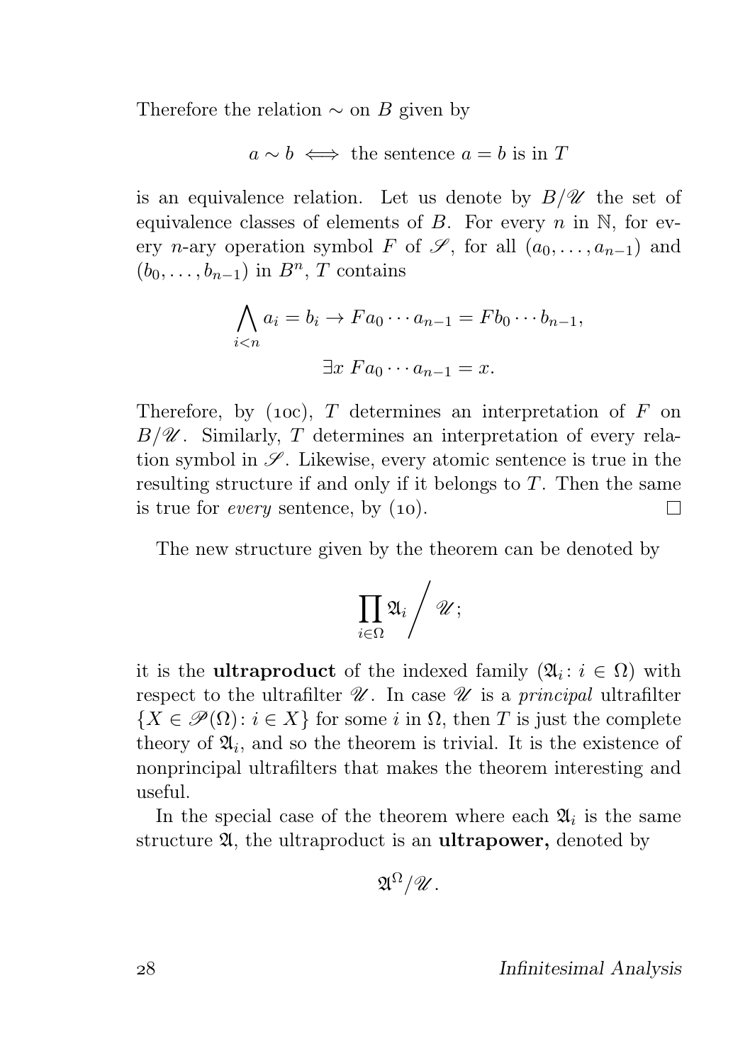Therefore the relation $\sim$ on $B$ given by

$$a \sim b \iff \text{the sentence } a = b \text{ is in } T$$

is an equivalence relation. Let us denote by $B/\mathscr{U}$ the set of equivalence classes of elements of $B$. For every $n$ in $\mathbb{N}$, for every $n$-ary operation symbol $F$ of $\mathscr{S}$, for all $(a_0, \dots, a_{n-1})$ and $(b_0, \dots, b_{n-1})$ in $B^n$, $T$ contains

$$\bigwedge_{i<n} a_i = b_i \to Fa_0 \cdots a_{n-1} = Fb_0 \cdots b_{n-1},$$

$$\exists x \; Fa_0 \cdots a_{n-1} = x.$$

Therefore, by (10c), $T$ determines an interpretation of $F$ on $B/\mathscr{U}$. Similarly, $T$ determines an interpretation of every relation symbol in $\mathscr{S}$. Likewise, every atomic sentence is true in the resulting structure if and only if it belongs to $T$. Then the same is true for *every* sentence, by (10). □

The new structure given by the theorem can be denoted by

$$\prod_{i \in \Omega} \mathfrak{A}_i \Big/ \mathscr{U};$$

it is the **ultraproduct** of the indexed family $(\mathfrak{A}_i \colon i \in \Omega)$ with respect to the ultrafilter $\mathscr{U}$. In case $\mathscr{U}$ is a *principal* ultrafilter $\{X \in \mathscr{P}(\Omega) \colon i \in X\}$ for some $i$ in $\Omega$, then $T$ is just the complete theory of $\mathfrak{A}_i$, and so the theorem is trivial. It is the existence of nonprincipal ultrafilters that makes the theorem interesting and useful.

In the special case of the theorem where each $\mathfrak{A}_i$ is the same structure $\mathfrak{A}$, the ultraproduct is an **ultrapower,** denoted by

$$\mathfrak{A}^\Omega/\mathscr{U}.$$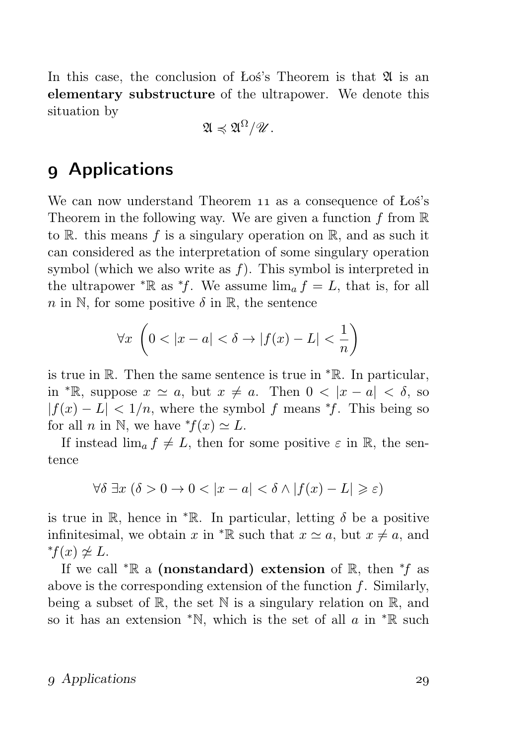In this case, the conclusion of Łoś's Theorem is that $\mathfrak{A}$ is an **elementary substructure** of the ultrapower. We denote this situation by

$$\mathfrak{A} \preccurlyeq \mathfrak{A}^{\Omega}/\mathscr{U}.$$

## 9 Applications

We can now understand Theorem 11 as a consequence of Łoś's Theorem in the following way. We are given a function $f$ from $\mathbb{R}$ to $\mathbb{R}$. this means $f$ is a singulary operation on $\mathbb{R}$, and as such it can considered as the interpretation of some singulary operation symbol (which we also write as $f$). This symbol is interpreted in the ultrapower ${}^*\mathbb{R}$ as ${}^*f$. We assume $\lim_a f = L$, that is, for all $n$ in $\mathbb{N}$, for some positive $\delta$ in $\mathbb{R}$, the sentence

$$\forall x \left(0 < |x - a| < \delta \to |f(x) - L| < \frac{1}{n}\right)$$

is true in $\mathbb{R}$. Then the same sentence is true in ${}^*\mathbb{R}$. In particular, in ${}^*\mathbb{R}$, suppose $x \simeq a$, but $x \neq a$. Then $0 < |x - a| < \delta$, so $|f(x) - L| < 1/n$, where the symbol $f$ means ${}^*f$. This being so for all $n$ in $\mathbb{N}$, we have ${}^*f(x) \simeq L$.

If instead $\lim_a f \neq L$, then for some positive $\varepsilon$ in $\mathbb{R}$, the sentence

$$\forall \delta \, \exists x \, (\delta > 0 \to 0 < |x - a| < \delta \wedge |f(x) - L| \geqslant \varepsilon)$$

is true in $\mathbb{R}$, hence in ${}^*\mathbb{R}$. In particular, letting $\delta$ be a positive infinitesimal, we obtain $x$ in ${}^*\mathbb{R}$ such that $x \simeq a$, but $x \neq a$, and ${}^*f(x) \not\simeq L$.

If we call ${}^*\mathbb{R}$ a **(nonstandard) extension** of $\mathbb{R}$, then ${}^*f$ as above is the corresponding extension of the function $f$. Similarly, being a subset of $\mathbb{R}$, the set $\mathbb{N}$ is a singulary relation on $\mathbb{R}$, and so it has an extension ${}^*\mathbb{N}$, which is the set of all $a$ in ${}^*\mathbb{R}$ such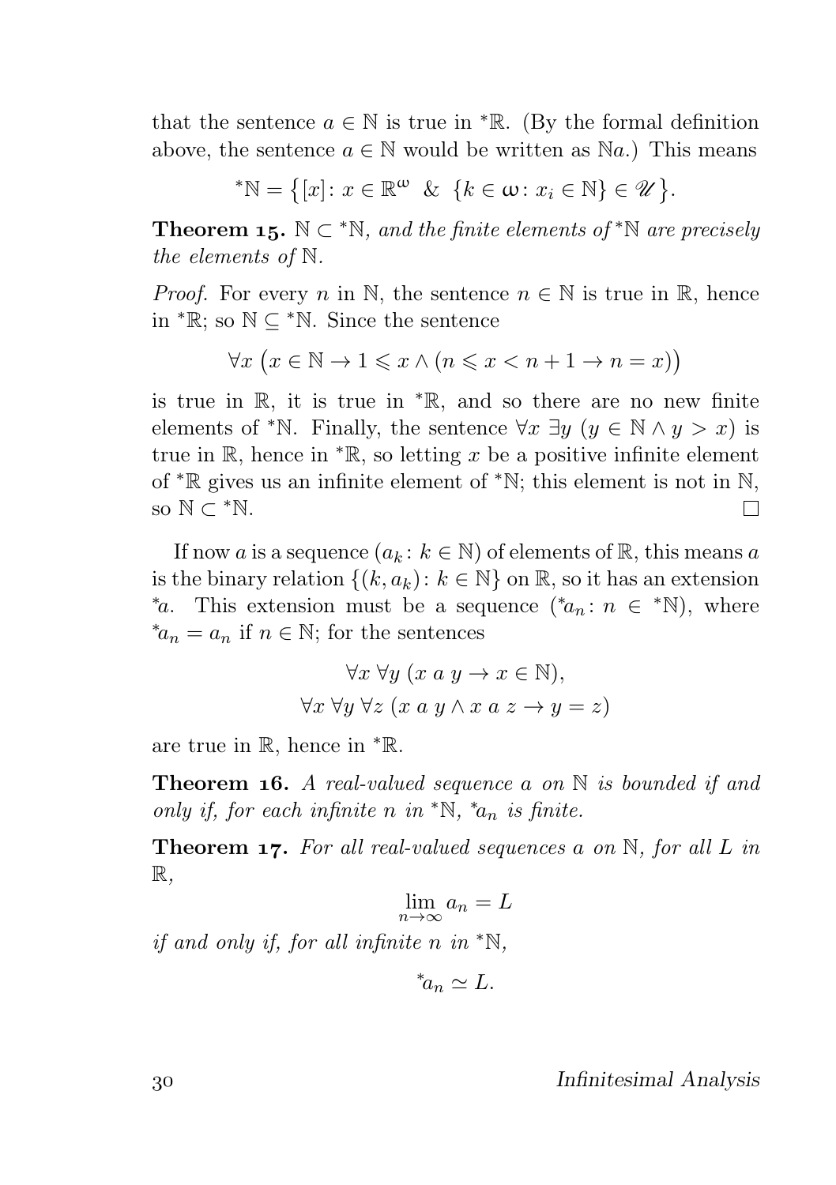that the sentence $a \in \mathbb{N}$ is true in ${}^*\mathbb{R}$. (By the formal definition above, the sentence $a \in \mathbb{N}$ would be written as $\mathbb{N}a$.) This means

$$^*\mathbb{N} = \big\{[x] \colon x \in \mathbb{R}^\omega \;\;\&\;\; \{k \in \omega \colon x_i \in \mathbb{N}\} \in \mathscr{U}\big\}.$$

**Theorem 15.** *$\mathbb{N} \subset {}^*\mathbb{N}$, and the finite elements of ${}^*\mathbb{N}$ are precisely the elements of $\mathbb{N}$.*

*Proof.* For every $n$ in $\mathbb{N}$, the sentence $n \in \mathbb{N}$ is true in $\mathbb{R}$, hence in ${}^*\mathbb{R}$; so $\mathbb{N} \subseteq {}^*\mathbb{N}$. Since the sentence

$$\forall x \;\big(x \in \mathbb{N} \to 1 \leqslant x \wedge (n \leqslant x < n+1 \to n = x)\big)$$

is true in $\mathbb{R}$, it is true in ${}^*\mathbb{R}$, and so there are no new finite elements of ${}^*\mathbb{N}$. Finally, the sentence $\forall x \;\exists y \;(y \in \mathbb{N} \wedge y > x)$ is true in $\mathbb{R}$, hence in ${}^*\mathbb{R}$, so letting $x$ be a positive infinite element of ${}^*\mathbb{R}$ gives us an infinite element of ${}^*\mathbb{N}$; this element is not in $\mathbb{N}$, so $\mathbb{N} \subset {}^*\mathbb{N}$. □

If now $a$ is a sequence $(a_k \colon k \in \mathbb{N})$ of elements of $\mathbb{R}$, this means $a$ is the binary relation $\{(k, a_k) \colon k \in \mathbb{N}\}$ on $\mathbb{R}$, so it has an extension ${}^*a$. This extension must be a sequence $({}^*a_n \colon n \in {}^*\mathbb{N})$, where ${}^*a_n = a_n$ if $n \in \mathbb{N}$; for the sentences

$$\forall x \;\forall y \;(x \; a \; y \to x \in \mathbb{N}),$$
$$\forall x \;\forall y \;\forall z \;(x \; a \; y \wedge x \; a \; z \to y = z)$$

are true in $\mathbb{R}$, hence in ${}^*\mathbb{R}$.

**Theorem 16.** *A real-valued sequence $a$ on $\mathbb{N}$ is bounded if and only if, for each infinite $n$ in ${}^*\mathbb{N}$, ${}^*a_n$ is finite.*

**Theorem 17.** *For all real-valued sequences $a$ on $\mathbb{N}$, for all $L$ in $\mathbb{R}$,*

$$\lim_{n \to \infty} a_n = L$$

*if and only if, for all infinite $n$ in ${}^*\mathbb{N}$,*

$$^*a_n \simeq L.$$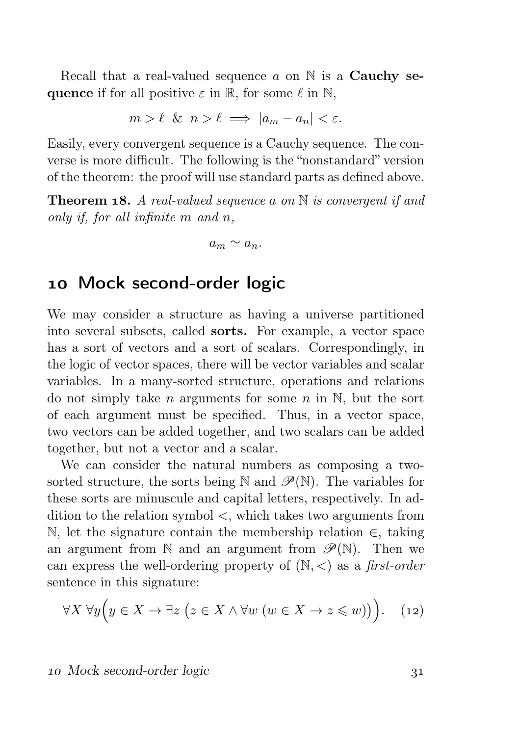Recall that a real-valued sequence $a$ on $\mathbb{N}$ is a **Cauchy sequence** if for all positive $\varepsilon$ in $\mathbb{R}$, for some $\ell$ in $\mathbb{N}$,

$$m > \ell \;\&\; n > \ell \implies |a_m - a_n| < \varepsilon.$$

Easily, every convergent sequence is a Cauchy sequence. The converse is more difficult. The following is the "nonstandard" version of the theorem: the proof will use standard parts as defined above.

**Theorem 18.** *A real-valued sequence $a$ on $\mathbb{N}$ is convergent if and only if, for all infinite $m$ and $n$,*

$$a_m \simeq a_n.$$

## 10 Mock second-order logic

We may consider a structure as having a universe partitioned into several subsets, called **sorts.** For example, a vector space has a sort of vectors and a sort of scalars. Correspondingly, in the logic of vector spaces, there will be vector variables and scalar variables. In a many-sorted structure, operations and relations do not simply take $n$ arguments for some $n$ in $\mathbb{N}$, but the sort of each argument must be specified. Thus, in a vector space, two vectors can be added together, and two scalars can be added together, but not a vector and a scalar.

We can consider the natural numbers as composing a two-sorted structure, the sorts being $\mathbb{N}$ and $\mathscr{P}(\mathbb{N})$. The variables for these sorts are minuscule and capital letters, respectively. In addition to the relation symbol $<$, which takes two arguments from $\mathbb{N}$, let the signature contain the membership relation $\in$, taking an argument from $\mathbb{N}$ and an argument from $\mathscr{P}(\mathbb{N})$. Then we can express the well-ordering property of $(\mathbb{N}, <)$ as a *first-order* sentence in this signature:

$$\forall X\ \forall y\Big(y \in X \to \exists z\ \big(z \in X \land \forall w\ (w \in X \to z \leqslant w)\big)\Big). \quad (12)$$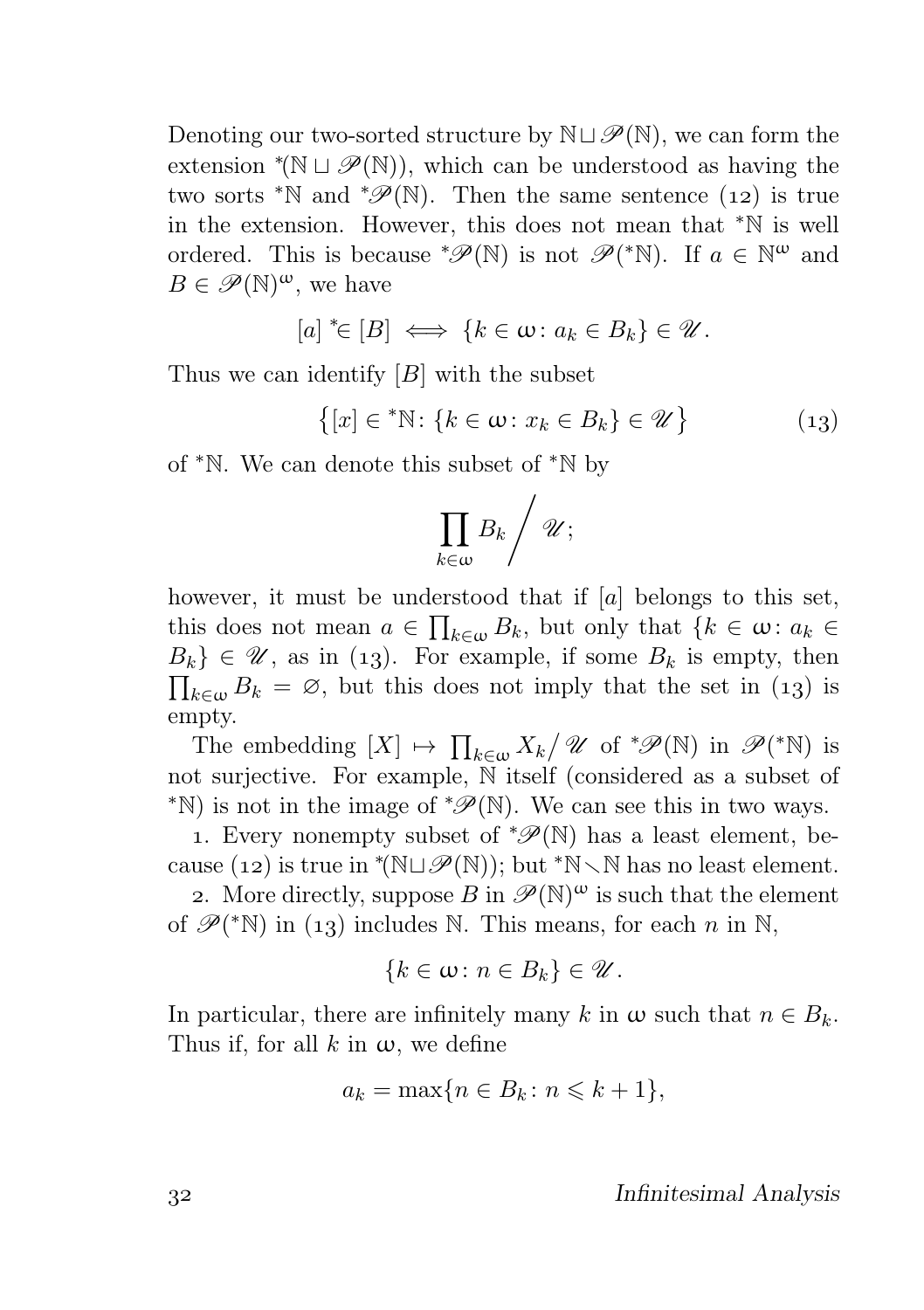Denoting our two-sorted structure by $\mathbb{N} \sqcup \mathscr{P}(\mathbb{N})$, we can form the extension ${}^*(\mathbb{N} \sqcup \mathscr{P}(\mathbb{N}))$, which can be understood as having the two sorts ${}^*\mathbb{N}$ and ${}^*\mathscr{P}(\mathbb{N})$. Then the same sentence (12) is true in the extension. However, this does not mean that ${}^*\mathbb{N}$ is well ordered. This is because ${}^*\mathscr{P}(\mathbb{N})$ is not $\mathscr{P}({}^*\mathbb{N})$. If $a \in \mathbb{N}^\omega$ and $B \in \mathscr{P}(\mathbb{N})^\omega$, we have

$$[a] \mathrel{{}^*{\in}} [B] \iff \{k \in \omega \colon a_k \in B_k\} \in \mathscr{U}.$$

Thus we can identify $[B]$ with the subset

$$\big\{[x] \in {}^*\mathbb{N} \colon \{k \in \omega \colon x_k \in B_k\} \in \mathscr{U}\big\} \tag{13}$$

of ${}^*\mathbb{N}$. We can denote this subset of ${}^*\mathbb{N}$ by

$$\prod_{k \in \omega} B_k \Big/ \mathscr{U};$$

however, it must be understood that if $[a]$ belongs to this set, this does not mean $a \in \prod_{k\in\omega} B_k$, but only that $\{k \in \omega \colon a_k \in B_k\} \in \mathscr{U}$, as in (13). For example, if some $B_k$ is empty, then $\prod_{k\in\omega} B_k = \varnothing$, but this does not imply that the set in (13) is empty.

The embedding $[X] \mapsto \prod_{k\in\omega} X_k \big/ \mathscr{U}$ of ${}^*\mathscr{P}(\mathbb{N})$ in $\mathscr{P}({}^*\mathbb{N})$ is not surjective. For example, $\mathbb{N}$ itself (considered as a subset of ${}^*\mathbb{N}$) is not in the image of ${}^*\mathscr{P}(\mathbb{N})$. We can see this in two ways.

1. Every nonempty subset of ${}^*\mathscr{P}(\mathbb{N})$ has a least element, because (12) is true in ${}^*(\mathbb{N} \sqcup \mathscr{P}(\mathbb{N}))$; but ${}^*\mathbb{N} \smallsetminus \mathbb{N}$ has no least element.

2. More directly, suppose $B$ in $\mathscr{P}(\mathbb{N})^\omega$ is such that the element of $\mathscr{P}({}^*\mathbb{N})$ in (13) includes $\mathbb{N}$. This means, for each $n$ in $\mathbb{N}$,

$$\{k \in \omega \colon n \in B_k\} \in \mathscr{U}.$$

In particular, there are infinitely many $k$ in $\omega$ such that $n \in B_k$. Thus if, for all $k$ in $\omega$, we define

$$a_k = \max\{n \in B_k \colon n \leqslant k + 1\},$$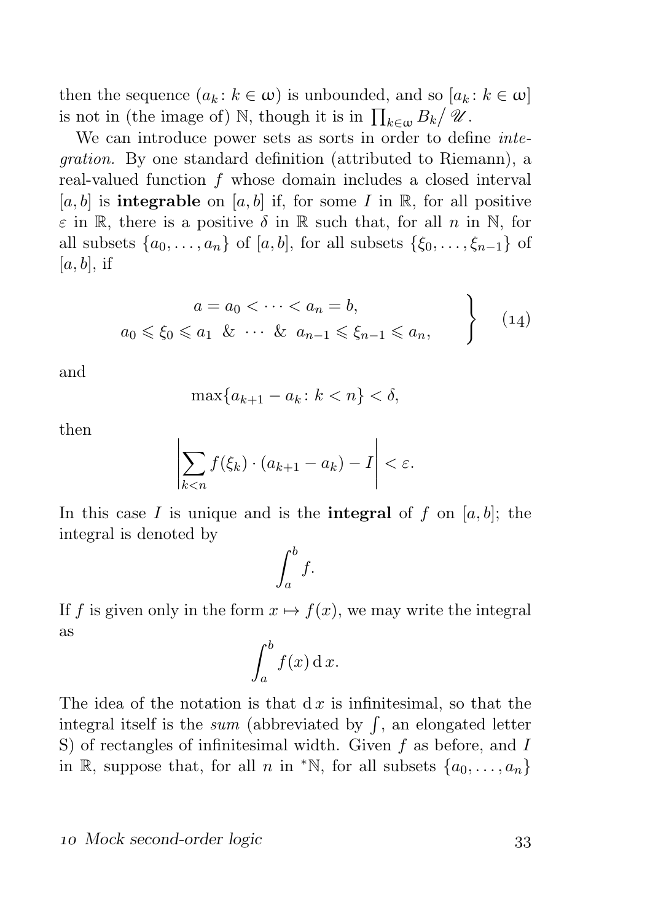then the sequence $(a_k \colon k \in \omega)$ is unbounded, and so $[a_k \colon k \in \omega]$ is not in (the image of) $\mathbb{N}$, though it is in $\prod_{k\in\omega} B_k / \mathscr{U}$.

We can introduce power sets as sorts in order to define *integration.* By one standard definition (attributed to Riemann), a real-valued function $f$ whose domain includes a closed interval $[a, b]$ is **integrable** on $[a, b]$ if, for some $I$ in $\mathbb{R}$, for all positive $\varepsilon$ in $\mathbb{R}$, there is a positive $\delta$ in $\mathbb{R}$ such that, for all $n$ in $\mathbb{N}$, for all subsets $\{a_0, \dots, a_n\}$ of $[a, b]$, for all subsets $\{\xi_0, \dots, \xi_{n-1}\}$ of $[a, b]$, if

$$\left.\begin{array}{c} a = a_0 < \cdots < a_n = b, \\ a_0 \leqslant \xi_0 \leqslant a_1 \ \ \& \ \ \cdots \ \ \& \ \ a_{n-1} \leqslant \xi_{n-1} \leqslant a_n, \end{array}\right\} \qquad (14)$$

and

$$\max\{a_{k+1} - a_k \colon k < n\} < \delta,$$

then

$$\left|\sum_{k<n} f(\xi_k) \cdot (a_{k+1} - a_k) - I\right| < \varepsilon.$$

In this case $I$ is unique and is the **integral** of $f$ on $[a, b]$; the integral is denoted by

$$\int_a^b f.$$

If $f$ is given only in the form $x \mapsto f(x)$, we may write the integral as

$$\int_a^b f(x)\,\mathrm{d}\,x.$$

The idea of the notation is that $\mathrm{d}\,x$ is infinitesimal, so that the integral itself is the *sum* (abbreviated by $\int$, an elongated letter S) of rectangles of infinitesimal width. Given $f$ as before, and $I$ in $\mathbb{R}$, suppose that, for all $n$ in ${}^*\mathbb{N}$, for all subsets $\{a_0, \dots, a_n\}$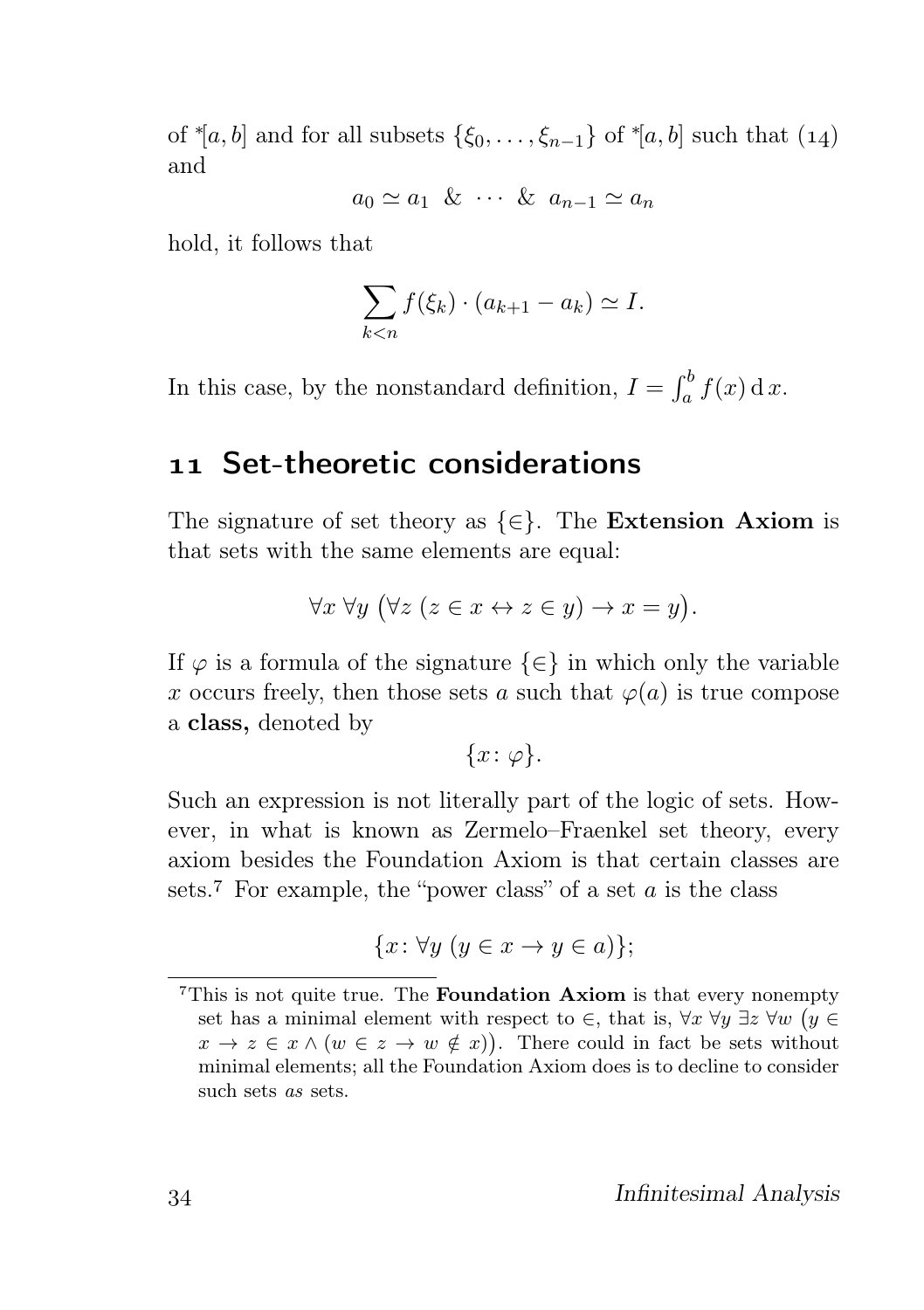of ${}^*[a,b]$ and for all subsets $\{\xi_0, \dots, \xi_{n-1}\}$ of ${}^*[a,b]$ such that (14) and

$$a_0 \simeq a_1 \ \& \ \cdots \ \& \ a_{n-1} \simeq a_n$$

hold, it follows that

$$\sum_{k<n} f(\xi_k) \cdot (a_{k+1} - a_k) \simeq I.$$

In this case, by the nonstandard definition, $I = \int_a^b f(x) \, \mathrm{d}\, x$.

## 11 Set-theoretic considerations

The signature of set theory as $\{\in\}$. The **Extension Axiom** is that sets with the same elements are equal:

$$\forall x \, \forall y \, \big(\forall z \, (z \in x \leftrightarrow z \in y) \to x = y\big).$$

If $\varphi$ is a formula of the signature $\{\in\}$ in which only the variable $x$ occurs freely, then those sets $a$ such that $\varphi(a)$ is true compose a **class,** denoted by

$$\{x \colon \varphi\}.$$

Such an expression is not literally part of the logic of sets. However, in what is known as Zermelo–Fraenkel set theory, every axiom besides the Foundation Axiom is that certain classes are sets.[7] For example, the "power class" of a set $a$ is the class

$$\{x \colon \forall y \, (y \in x \to y \in a)\};$$

[7] This is not quite true. The **Foundation Axiom** is that every nonempty set has a minimal element with respect to $\in$, that is, $\forall x \, \forall y \, \exists z \, \forall w \, \big(y \in x \to z \in x \land (w \in z \to w \notin x)\big)$. There could in fact be sets without minimal elements; all the Foundation Axiom does is to decline to consider such sets *as* sets.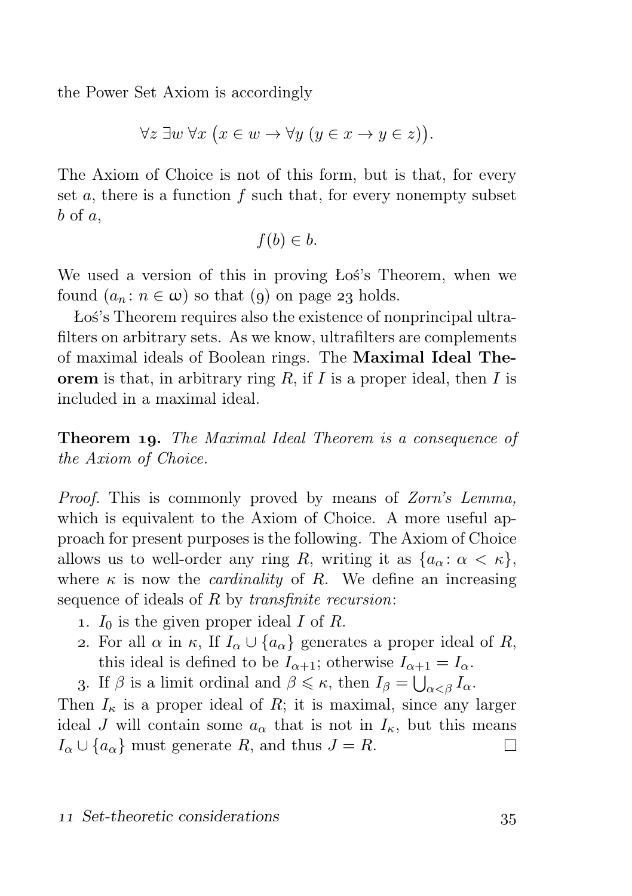the Power Set Axiom is accordingly

$$\forall z\ \exists w\ \forall x\ \bigl(x \in w \to \forall y\ (y \in x \to y \in z)\bigr).$$

The Axiom of Choice is not of this form, but is that, for every set $a$, there is a function $f$ such that, for every nonempty subset $b$ of $a$,

$$f(b) \in b.$$

We used a version of this in proving Łoś's Theorem, when we found $(a_n : n \in \omega)$ so that (9) on page 23 holds.

Łoś's Theorem requires also the existence of nonprincipal ultrafilters on arbitrary sets. As we know, ultrafilters are complements of maximal ideals of Boolean rings. The **Maximal Ideal Theorem** is that, in arbitrary ring $R$, if $I$ is a proper ideal, then $I$ is included in a maximal ideal.

**Theorem 19.** *The Maximal Ideal Theorem is a consequence of the Axiom of Choice.*

*Proof.* This is commonly proved by means of *Zorn's Lemma,* which is equivalent to the Axiom of Choice. A more useful approach for present purposes is the following. The Axiom of Choice allows us to well-order any ring $R$, writing it as $\{a_\alpha : \alpha < \kappa\}$, where $\kappa$ is now the *cardinality* of $R$. We define an increasing sequence of ideals of $R$ by *transfinite recursion*:

1. $I_0$ is the given proper ideal $I$ of $R$.
2. For all $\alpha$ in $\kappa$, If $I_\alpha \cup \{a_\alpha\}$ generates a proper ideal of $R$, this ideal is defined to be $I_{\alpha+1}$; otherwise $I_{\alpha+1} = I_\alpha$.
3. If $\beta$ is a limit ordinal and $\beta \leqslant \kappa$, then $I_\beta = \bigcup_{\alpha<\beta} I_\alpha$.

Then $I_\kappa$ is a proper ideal of $R$; it is maximal, since any larger ideal $J$ will contain some $a_\alpha$ that is not in $I_\kappa$, but this means $I_\alpha \cup \{a_\alpha\}$ must generate $R$, and thus $J = R$. □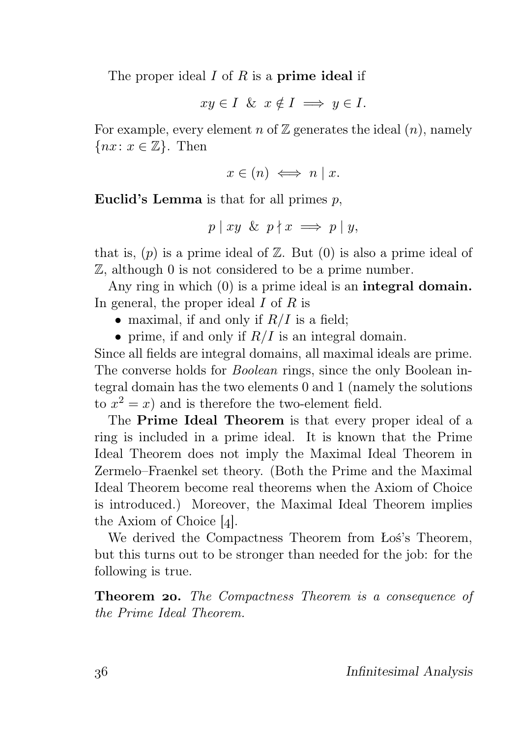The proper ideal $I$ of $R$ is a **prime ideal** if

$$xy \in I \ \& \ x \notin I \implies y \in I.$$

For example, every element $n$ of $\mathbb{Z}$ generates the ideal $(n)$, namely $\{nx \colon x \in \mathbb{Z}\}$. Then

$$x \in (n) \iff n \mid x.$$

**Euclid's Lemma** is that for all primes $p$,

$$p \mid xy \ \& \ p \nmid x \implies p \mid y,$$

that is, $(p)$ is a prime ideal of $\mathbb{Z}$. But $(0)$ is also a prime ideal of $\mathbb{Z}$, although $0$ is not considered to be a prime number.

Any ring in which $(0)$ is a prime ideal is an **integral domain.** In general, the proper ideal $I$ of $R$ is

- maximal, if and only if $R/I$ is a field;
- prime, if and only if $R/I$ is an integral domain.

Since all fields are integral domains, all maximal ideals are prime. The converse holds for *Boolean* rings, since the only Boolean integral domain has the two elements $0$ and $1$ (namely the solutions to $x^2 = x$) and is therefore the two-element field.

The **Prime Ideal Theorem** is that every proper ideal of a ring is included in a prime ideal. It is known that the Prime Ideal Theorem does not imply the Maximal Ideal Theorem in Zermelo–Fraenkel set theory. (Both the Prime and the Maximal Ideal Theorem become real theorems when the Axiom of Choice is introduced.) Moreover, the Maximal Ideal Theorem implies the Axiom of Choice [4].

We derived the Compactness Theorem from Łoś's Theorem, but this turns out to be stronger than needed for the job: for the following is true.

**Theorem 20.** *The Compactness Theorem is a consequence of the Prime Ideal Theorem.*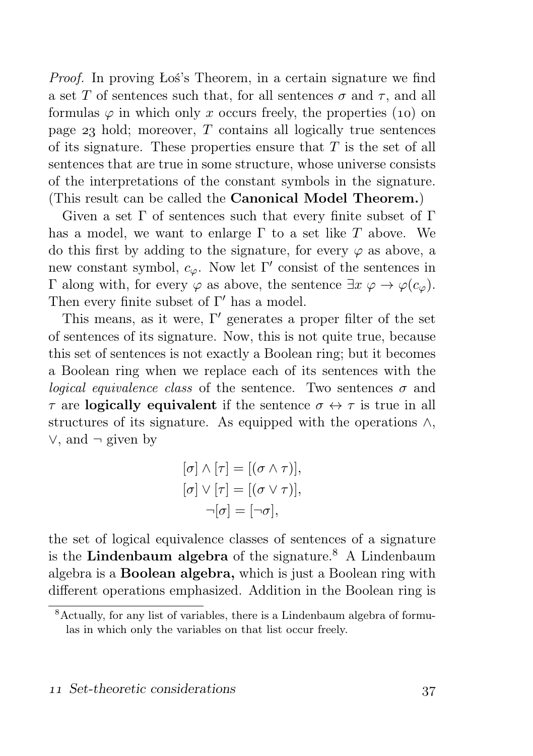*Proof.* In proving Łoś's Theorem, in a certain signature we find a set $T$ of sentences such that, for all sentences $\sigma$ and $\tau$, and all formulas $\varphi$ in which only $x$ occurs freely, the properties (10) on page 23 hold; moreover, $T$ contains all logically true sentences of its signature. These properties ensure that $T$ is the set of all sentences that are true in some structure, whose universe consists of the interpretations of the constant symbols in the signature. (This result can be called the **Canonical Model Theorem.**)

Given a set $\Gamma$ of sentences such that every finite subset of $\Gamma$ has a model, we want to enlarge $\Gamma$ to a set like $T$ above. We do this first by adding to the signature, for every $\varphi$ as above, a new constant symbol, $c_\varphi$. Now let $\Gamma'$ consist of the sentences in $\Gamma$ along with, for every $\varphi$ as above, the sentence $\exists x\ \varphi \to \varphi(c_\varphi)$. Then every finite subset of $\Gamma'$ has a model.

This means, as it were, $\Gamma'$ generates a proper filter of the set of sentences of its signature. Now, this is not quite true, because this set of sentences is not exactly a Boolean ring; but it becomes a Boolean ring when we replace each of its sentences with the *logical equivalence class* of the sentence. Two sentences $\sigma$ and $\tau$ are **logically equivalent** if the sentence $\sigma \leftrightarrow \tau$ is true in all structures of its signature. As equipped with the operations $\wedge$, $\vee$, and $\neg$ given by

$$[\sigma] \wedge [\tau] = [(\sigma \wedge \tau)],$$
$$[\sigma] \vee [\tau] = [(\sigma \vee \tau)],$$
$$\neg[\sigma] = [\neg\sigma],$$

the set of logical equivalence classes of sentences of a signature is the **Lindenbaum algebra** of the signature.[8] A Lindenbaum algebra is a **Boolean algebra,** which is just a Boolean ring with different operations emphasized. Addition in the Boolean ring is

[8] Actually, for any list of variables, there is a Lindenbaum algebra of formulas in which only the variables on that list occur freely.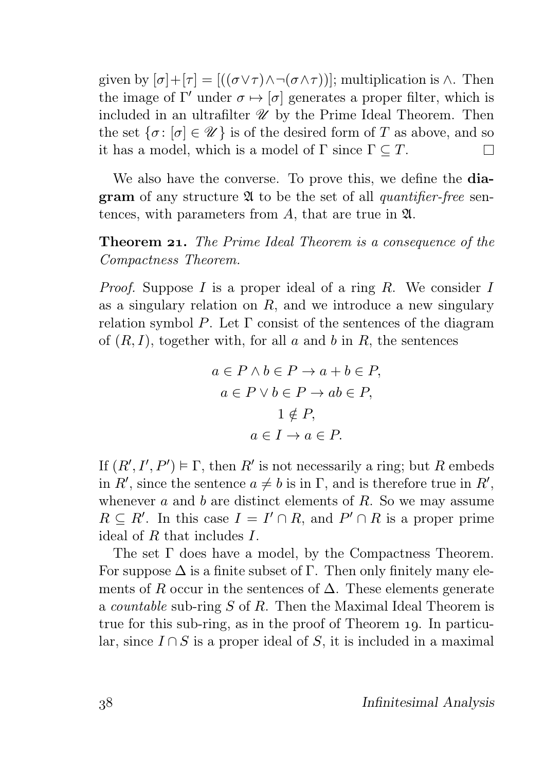given by $[\sigma]+[\tau] = [((\sigma\vee\tau)\wedge\neg(\sigma\wedge\tau))]$; multiplication is $\wedge$. Then the image of $\Gamma'$ under $\sigma \mapsto [\sigma]$ generates a proper filter, which is included in an ultrafilter $\mathscr{U}$ by the Prime Ideal Theorem. Then the set $\{\sigma\colon [\sigma] \in \mathscr{U}\}$ is of the desired form of $T$ as above, and so it has a model, which is a model of $\Gamma$ since $\Gamma \subseteq T$. □

We also have the converse. To prove this, we define the **diagram** of any structure $\mathfrak{A}$ to be the set of all *quantifier-free* sentences, with parameters from $A$, that are true in $\mathfrak{A}$.

**Theorem 21.** *The Prime Ideal Theorem is a consequence of the Compactness Theorem.*

*Proof.* Suppose $I$ is a proper ideal of a ring $R$. We consider $I$ as a singulary relation on $R$, and we introduce a new singulary relation symbol $P$. Let $\Gamma$ consist of the sentences of the diagram of $(R, I)$, together with, for all $a$ and $b$ in $R$, the sentences

$$a \in P \wedge b \in P \to a + b \in P,$$
$$a \in P \vee b \in P \to ab \in P,$$
$$1 \notin P,$$
$$a \in I \to a \in P.$$

If $(R', I', P') \vDash \Gamma$, then $R'$ is not necessarily a ring; but $R$ embeds in $R'$, since the sentence $a \neq b$ is in $\Gamma$, and is therefore true in $R'$, whenever $a$ and $b$ are distinct elements of $R$. So we may assume $R \subseteq R'$. In this case $I = I' \cap R$, and $P' \cap R$ is a proper prime ideal of $R$ that includes $I$.

The set $\Gamma$ does have a model, by the Compactness Theorem. For suppose $\Delta$ is a finite subset of $\Gamma$. Then only finitely many elements of $R$ occur in the sentences of $\Delta$. These elements generate a *countable* sub-ring $S$ of $R$. Then the Maximal Ideal Theorem is true for this sub-ring, as in the proof of Theorem 19. In particular, since $I \cap S$ is a proper ideal of $S$, it is included in a maximal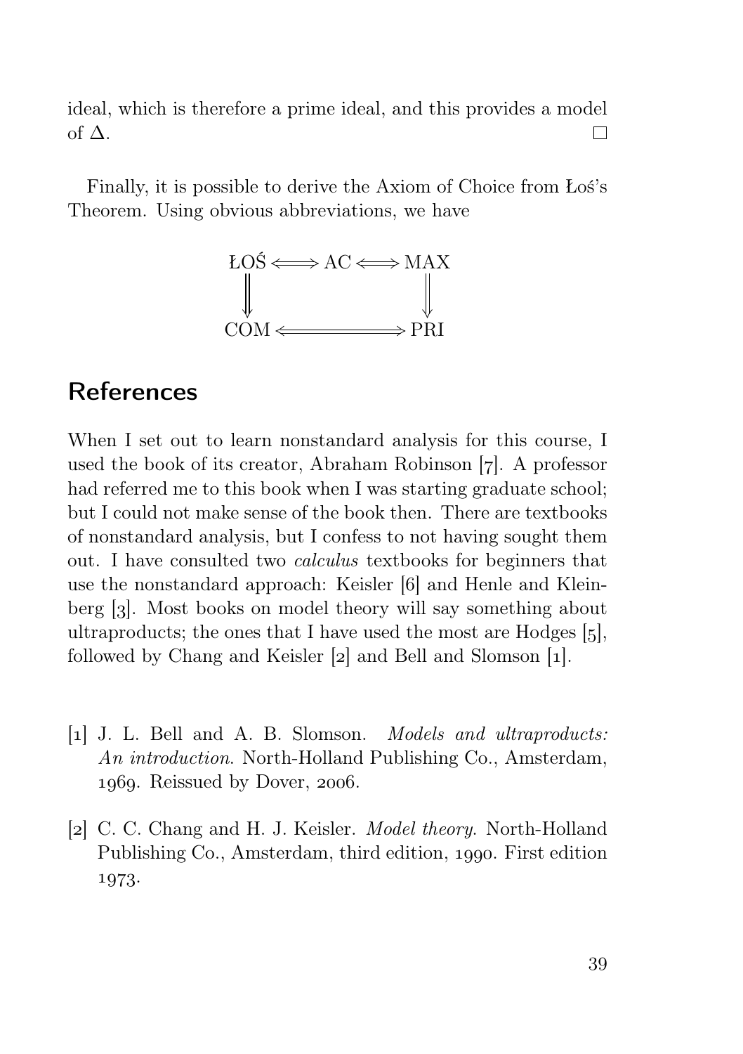ideal, which is therefore a prime ideal, and this provides a model of $\Delta$. □

Finally, it is possible to derive the Axiom of Choice from Łoś's Theorem. Using obvious abbreviations, we have

$$\begin{array}{ccccc}
\text{ŁOŚ} & \Longleftrightarrow & \text{AC} & \Longleftrightarrow & \text{MAX} \\
\Big\Downarrow & & & & \Big\Downarrow \\
\text{COM} & & \Longleftrightarrow & & \text{PRI}
\end{array}$$

## References

When I set out to learn nonstandard analysis for this course, I used the book of its creator, Abraham Robinson [7]. A professor had referred me to this book when I was starting graduate school; but I could not make sense of the book then. There are textbooks of nonstandard analysis, but I confess to not having sought them out. I have consulted two *calculus* textbooks for beginners that use the nonstandard approach: Keisler [6] and Henle and Kleinberg [3]. Most books on model theory will say something about ultraproducts; the ones that I have used the most are Hodges [5], followed by Chang and Keisler [2] and Bell and Slomson [1].

[1] J. L. Bell and A. B. Slomson. *Models and ultraproducts: An introduction*. North-Holland Publishing Co., Amsterdam, 1969. Reissued by Dover, 2006.

[2] C. C. Chang and H. J. Keisler. *Model theory*. North-Holland Publishing Co., Amsterdam, third edition, 1990. First edition 1973.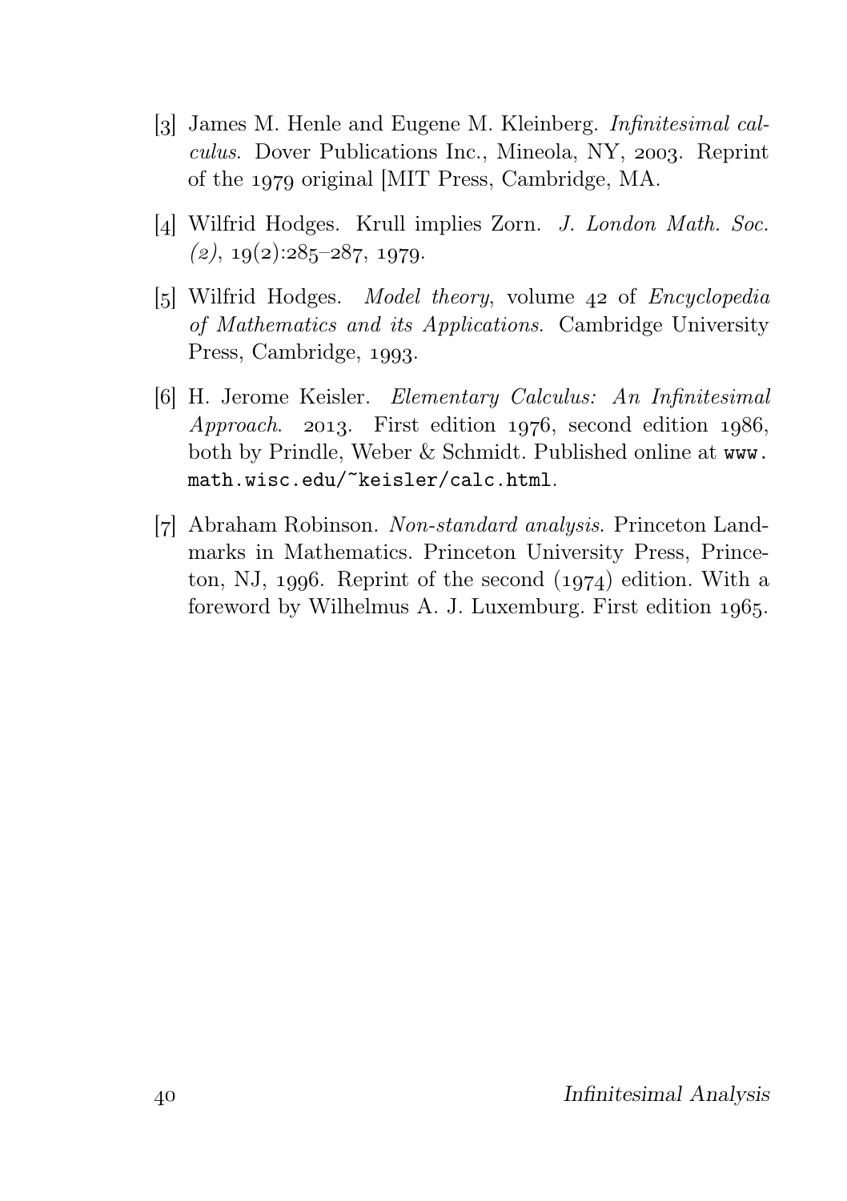[3] James M. Henle and Eugene M. Kleinberg. *Infinitesimal calculus*. Dover Publications Inc., Mineola, NY, 2003. Reprint of the 1979 original [MIT Press, Cambridge, MA.

[4] Wilfrid Hodges. Krull implies Zorn. *J. London Math. Soc. (2)*, 19(2):285–287, 1979.

[5] Wilfrid Hodges. *Model theory*, volume 42 of *Encyclopedia of Mathematics and its Applications*. Cambridge University Press, Cambridge, 1993.

[6] H. Jerome Keisler. *Elementary Calculus: An Infinitesimal Approach*. 2013. First edition 1976, second edition 1986, both by Prindle, Weber & Schmidt. Published online at `www.math.wisc.edu/~keisler/calc.html`.

[7] Abraham Robinson. *Non-standard analysis*. Princeton Landmarks in Mathematics. Princeton University Press, Princeton, NJ, 1996. Reprint of the second (1974) edition. With a foreword by Wilhelmus A. J. Luxemburg. First edition 1965.